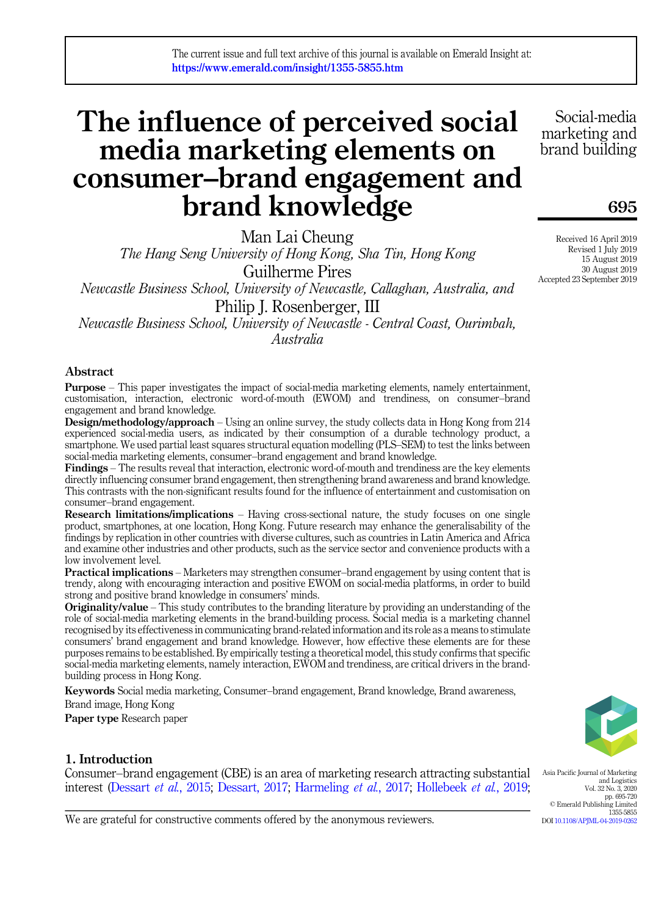The current issue and full text archive of this journal is available on Emerald Insight at: https://www.emerald.com/insight/1355-5855.htm

# The influence of perceived social media marketing elements on consumer–brand engagement and brand knowledge

Man Lai Cheung
*The Hang Seng University of Hong Kong, Sha Tin, Hong Kong*

Guilherme Pires
*Newcastle Business School, University of Newcastle, Callaghan, Australia, and*

Philip J. Rosenberger, III
*Newcastle Business School, University of Newcastle - Central Coast, Ourimbah, Australia*

Received 16 April 2019
Revised 1 July 2019
15 August 2019
30 August 2019
Accepted 23 September 2019

## Abstract

**Purpose** – This paper investigates the impact of social-media marketing elements, namely entertainment, customisation, interaction, electronic word-of-mouth (EWOM) and trendiness, on consumer–brand engagement and brand knowledge.

**Design/methodology/approach** – Using an online survey, the study collects data in Hong Kong from 214 experienced social-media users, as indicated by their consumption of a durable technology product, a smartphone. We used partial least squares structural equation modelling (PLS–SEM) to test the links between social-media marketing elements, consumer–brand engagement and brand knowledge.

**Findings** – The results reveal that interaction, electronic word-of-mouth and trendiness are the key elements directly influencing consumer brand engagement, then strengthening brand awareness and brand knowledge. This contrasts with the non-significant results found for the influence of entertainment and customisation on consumer–brand engagement.

**Research limitations/implications** – Having cross-sectional nature, the study focuses on one single product, smartphones, at one location, Hong Kong. Future research may enhance the generalisability of the findings by replication in other countries with diverse cultures, such as countries in Latin America and Africa and examine other industries and other products, such as the service sector and convenience products with a low involvement level.

**Practical implications** – Marketers may strengthen consumer–brand engagement by using content that is trendy, along with encouraging interaction and positive EWOM on social-media platforms, in order to build strong and positive brand knowledge in consumers' minds.

**Originality/value** – This study contributes to the branding literature by providing an understanding of the role of social-media marketing elements in the brand-building process. Social media is a marketing channel recognised by its effectiveness in communicating brand-related information and its role as a means to stimulate consumers' brand engagement and brand knowledge. However, how effective these elements are for these purposes remains to be established. By empirically testing a theoretical model, this study confirms that specific social-media marketing elements, namely interaction, EWOM and trendiness, are critical drivers in the brand-building process in Hong Kong.

**Keywords** Social media marketing, Consumer–brand engagement, Brand knowledge, Brand awareness, Brand image, Hong Kong

**Paper type** Research paper

## 1. Introduction

Consumer–brand engagement (CBE) is an area of marketing research attracting substantial interest (Dessart *et al.*, 2015; Dessart, 2017; Harmeling *et al.*, 2017; Hollebeek *et al.*, 2019;

We are grateful for constructive comments offered by the anonymous reviewers.

Asia Pacific Journal of Marketing and Logistics
Vol. 32 No. 3, 2020
pp. 695-720
© Emerald Publishing Limited
1355-5855
DOI 10.1108/APJML-04-2019-0262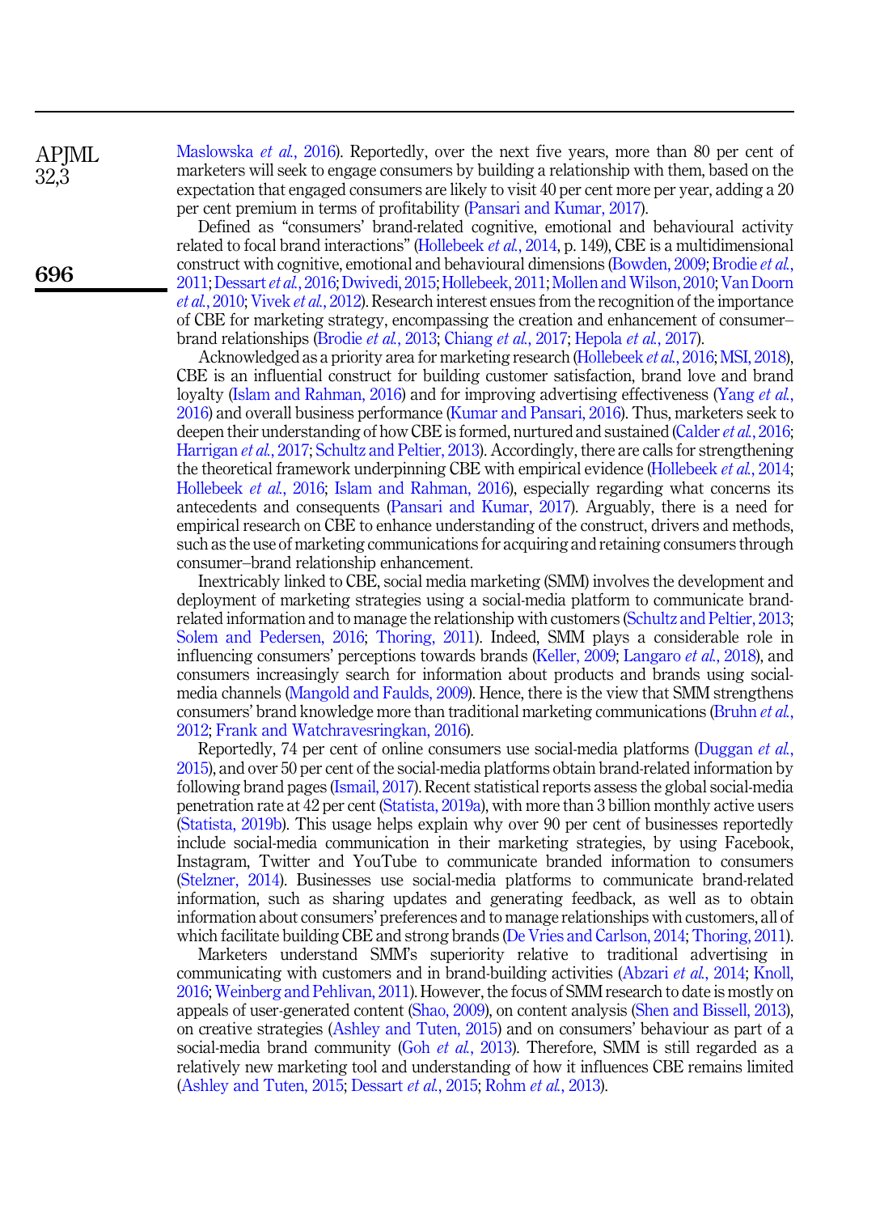Maslowska *et al.*, 2016). Reportedly, over the next five years, more than 80 per cent of marketers will seek to engage consumers by building a relationship with them, based on the expectation that engaged consumers are likely to visit 40 per cent more per year, adding a 20 per cent premium in terms of profitability (Pansari and Kumar, 2017).

Defined as "consumers' brand-related cognitive, emotional and behavioural activity related to focal brand interactions" (Hollebeek *et al.*, 2014, p. 149), CBE is a multidimensional construct with cognitive, emotional and behavioural dimensions (Bowden, 2009; Brodie *et al.*, 2011; Dessart *et al.*, 2016; Dwivedi, 2015; Hollebeek, 2011; Mollen and Wilson, 2010; Van Doorn *et al.*, 2010; Vivek *et al.*, 2012). Research interest ensues from the recognition of the importance of CBE for marketing strategy, encompassing the creation and enhancement of consumer–brand relationships (Brodie *et al.*, 2013; Chiang *et al.*, 2017; Hepola *et al.*, 2017).

Acknowledged as a priority area for marketing research (Hollebeek *et al.*, 2016; MSI, 2018), CBE is an influential construct for building customer satisfaction, brand love and brand loyalty (Islam and Rahman, 2016) and for improving advertising effectiveness (Yang *et al.*, 2016) and overall business performance (Kumar and Pansari, 2016). Thus, marketers seek to deepen their understanding of how CBE is formed, nurtured and sustained (Calder *et al.*, 2016; Harrigan *et al.*, 2017; Schultz and Peltier, 2013). Accordingly, there are calls for strengthening the theoretical framework underpinning CBE with empirical evidence (Hollebeek *et al.*, 2014; Hollebeek *et al.*, 2016; Islam and Rahman, 2016), especially regarding what concerns its antecedents and consequents (Pansari and Kumar, 2017). Arguably, there is a need for empirical research on CBE to enhance understanding of the construct, drivers and methods, such as the use of marketing communications for acquiring and retaining consumers through consumer–brand relationship enhancement.

Inextricably linked to CBE, social media marketing (SMM) involves the development and deployment of marketing strategies using a social-media platform to communicate brand-related information and to manage the relationship with customers (Schultz and Peltier, 2013; Solem and Pedersen, 2016; Thoring, 2011). Indeed, SMM plays a considerable role in influencing consumers' perceptions towards brands (Keller, 2009; Langaro *et al.*, 2018), and consumers increasingly search for information about products and brands using social-media channels (Mangold and Faulds, 2009). Hence, there is the view that SMM strengthens consumers' brand knowledge more than traditional marketing communications (Bruhn *et al.*, 2012; Frank and Watchravesringkan, 2016).

Reportedly, 74 per cent of online consumers use social-media platforms (Duggan *et al.*, 2015), and over 50 per cent of the social-media platforms obtain brand-related information by following brand pages (Ismail, 2017). Recent statistical reports assess the global social-media penetration rate at 42 per cent (Statista, 2019a), with more than 3 billion monthly active users (Statista, 2019b). This usage helps explain why over 90 per cent of businesses reportedly include social-media communication in their marketing strategies, by using Facebook, Instagram, Twitter and YouTube to communicate branded information to consumers (Stelzner, 2014). Businesses use social-media platforms to communicate brand-related information, such as sharing updates and generating feedback, as well as to obtain information about consumers' preferences and to manage relationships with customers, all of which facilitate building CBE and strong brands (De Vries and Carlson, 2014; Thoring, 2011).

Marketers understand SMM's superiority relative to traditional advertising in communicating with customers and in brand-building activities (Abzari *et al.*, 2014; Knoll, 2016; Weinberg and Pehlivan, 2011). However, the focus of SMM research to date is mostly on appeals of user-generated content (Shao, 2009), on content analysis (Shen and Bissell, 2013), on creative strategies (Ashley and Tuten, 2015) and on consumers' behaviour as part of a social-media brand community (Goh *et al.*, 2013). Therefore, SMM is still regarded as a relatively new marketing tool and understanding of how it influences CBE remains limited (Ashley and Tuten, 2015; Dessart *et al.*, 2015; Rohm *et al.*, 2013).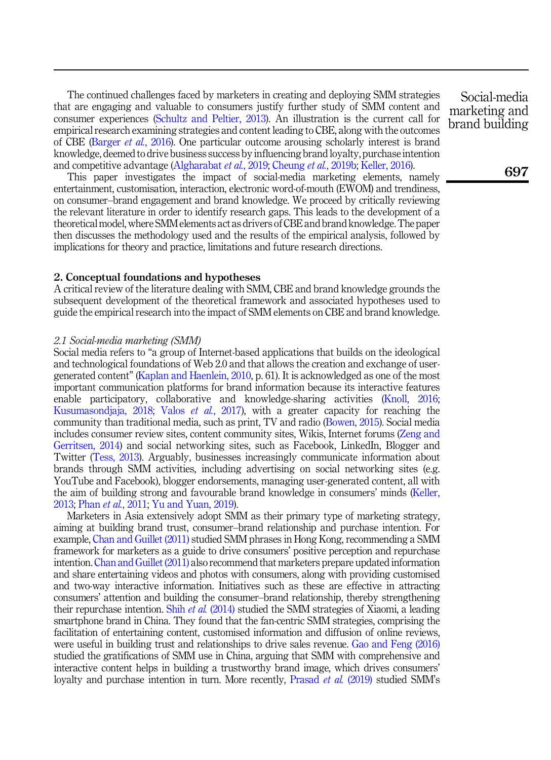The continued challenges faced by marketers in creating and deploying SMM strategies that are engaging and valuable to consumers justify further study of SMM content and consumer experiences (Schultz and Peltier, 2013). An illustration is the current call for empirical research examining strategies and content leading to CBE, along with the outcomes of CBE (Barger *et al.*, 2016). One particular outcome arousing scholarly interest is brand knowledge, deemed to drive business success by influencing brand loyalty, purchase intention and competitive advantage (Algharabat *et al.*, 2019; Cheung *et al.*, 2019b; Keller, 2016).

This paper investigates the impact of social-media marketing elements, namely entertainment, customisation, interaction, electronic word-of-mouth (EWOM) and trendiness, on consumer–brand engagement and brand knowledge. We proceed by critically reviewing the relevant literature in order to identify research gaps. This leads to the development of a theoretical model, where SMM elements act as drivers of CBE and brand knowledge. The paper then discusses the methodology used and the results of the empirical analysis, followed by implications for theory and practice, limitations and future research directions.

## 2. Conceptual foundations and hypotheses

A critical review of the literature dealing with SMM, CBE and brand knowledge grounds the subsequent development of the theoretical framework and associated hypotheses used to guide the empirical research into the impact of SMM elements on CBE and brand knowledge.

### *2.1 Social-media marketing (SMM)*

Social media refers to "a group of Internet-based applications that builds on the ideological and technological foundations of Web 2.0 and that allows the creation and exchange of user-generated content" (Kaplan and Haenlein, 2010, p. 61). It is acknowledged as one of the most important communication platforms for brand information because its interactive features enable participatory, collaborative and knowledge-sharing activities (Knoll, 2016; Kusumasondjaja, 2018; Valos *et al.*, 2017), with a greater capacity for reaching the community than traditional media, such as print, TV and radio (Bowen, 2015). Social media includes consumer review sites, content community sites, Wikis, Internet forums (Zeng and Gerritsen, 2014) and social networking sites, such as Facebook, LinkedIn, Blogger and Twitter (Tess, 2013). Arguably, businesses increasingly communicate information about brands through SMM activities, including advertising on social networking sites (e.g. YouTube and Facebook), blogger endorsements, managing user-generated content, all with the aim of building strong and favourable brand knowledge in consumers' minds (Keller, 2013; Phan *et al.*, 2011; Yu and Yuan, 2019).

Marketers in Asia extensively adopt SMM as their primary type of marketing strategy, aiming at building brand trust, consumer–brand relationship and purchase intention. For example, Chan and Guillet (2011) studied SMM phrases in Hong Kong, recommending a SMM framework for marketers as a guide to drive consumers' positive perception and repurchase intention. Chan and Guillet (2011) also recommend that marketers prepare updated information and share entertaining videos and photos with consumers, along with providing customised and two-way interactive information. Initiatives such as these are effective in attracting consumers' attention and building the consumer–brand relationship, thereby strengthening their repurchase intention. Shih *et al.* (2014) studied the SMM strategies of Xiaomi, a leading smartphone brand in China. They found that the fan-centric SMM strategies, comprising the facilitation of entertaining content, customised information and diffusion of online reviews, were useful in building trust and relationships to drive sales revenue. Gao and Feng (2016) studied the gratifications of SMM use in China, arguing that SMM with comprehensive and interactive content helps in building a trustworthy brand image, which drives consumers' loyalty and purchase intention in turn. More recently, Prasad *et al.* (2019) studied SMM's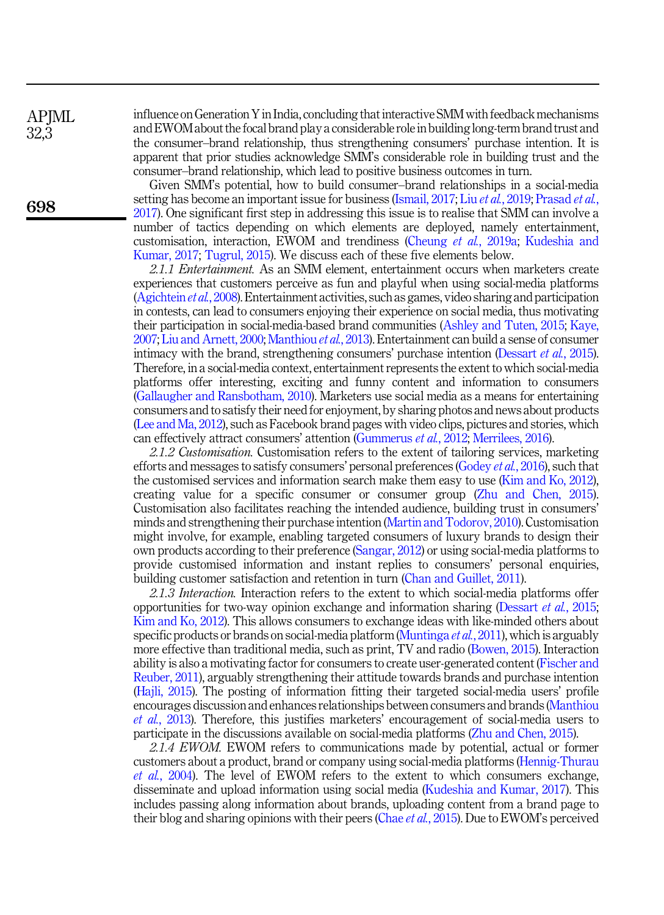influence on Generation Y in India, concluding that interactive SMM with feedback mechanisms and EWOM about the focal brand play a considerable role in building long-term brand trust and the consumer–brand relationship, thus strengthening consumers' purchase intention. It is apparent that prior studies acknowledge SMM's considerable role in building trust and the consumer–brand relationship, which lead to positive business outcomes in turn.

Given SMM's potential, how to build consumer–brand relationships in a social-media setting has become an important issue for business (Ismail, 2017; Liu *et al.*, 2019; Prasad *et al.*, 2017). One significant first step in addressing this issue is to realise that SMM can involve a number of tactics depending on which elements are deployed, namely entertainment, customisation, interaction, EWOM and trendiness (Cheung *et al.*, 2019a; Kudeshia and Kumar, 2017; Tugrul, 2015). We discuss each of these five elements below.

*2.1.1 Entertainment.* As an SMM element, entertainment occurs when marketers create experiences that customers perceive as fun and playful when using social-media platforms (Agichtein *et al.*, 2008). Entertainment activities, such as games, video sharing and participation in contests, can lead to consumers enjoying their experience on social media, thus motivating their participation in social-media-based brand communities (Ashley and Tuten, 2015; Kaye, 2007; Liu and Arnett, 2000; Manthiou *et al.*, 2013). Entertainment can build a sense of consumer intimacy with the brand, strengthening consumers' purchase intention (Dessart *et al.*, 2015). Therefore, in a social-media context, entertainment represents the extent to which social-media platforms offer interesting, exciting and funny content and information to consumers (Gallaugher and Ransbotham, 2010). Marketers use social media as a means for entertaining consumers and to satisfy their need for enjoyment, by sharing photos and news about products (Lee and Ma, 2012), such as Facebook brand pages with video clips, pictures and stories, which can effectively attract consumers' attention (Gummerus *et al.*, 2012; Merrilees, 2016).

*2.1.2 Customisation.* Customisation refers to the extent of tailoring services, marketing efforts and messages to satisfy consumers' personal preferences (Godey *et al.*, 2016), such that the customised services and information search make them easy to use (Kim and Ko, 2012), creating value for a specific consumer or consumer group (Zhu and Chen, 2015). Customisation also facilitates reaching the intended audience, building trust in consumers' minds and strengthening their purchase intention (Martin and Todorov, 2010). Customisation might involve, for example, enabling targeted consumers of luxury brands to design their own products according to their preference (Sangar, 2012) or using social-media platforms to provide customised information and instant replies to consumers' personal enquiries, building customer satisfaction and retention in turn (Chan and Guillet, 2011).

*2.1.3 Interaction.* Interaction refers to the extent to which social-media platforms offer opportunities for two-way opinion exchange and information sharing (Dessart *et al.*, 2015; Kim and Ko, 2012). This allows consumers to exchange ideas with like-minded others about specific products or brands on social-media platform (Muntinga *et al.*, 2011), which is arguably more effective than traditional media, such as print, TV and radio (Bowen, 2015). Interaction ability is also a motivating factor for consumers to create user-generated content (Fischer and Reuber, 2011), arguably strengthening their attitude towards brands and purchase intention (Hajli, 2015). The posting of information fitting their targeted social-media users' profile encourages discussion and enhances relationships between consumers and brands (Manthiou *et al.*, 2013). Therefore, this justifies marketers' encouragement of social-media users to participate in the discussions available on social-media platforms (Zhu and Chen, 2015).

*2.1.4 EWOM.* EWOM refers to communications made by potential, actual or former customers about a product, brand or company using social-media platforms (Hennig-Thurau *et al.*, 2004). The level of EWOM refers to the extent to which consumers exchange, disseminate and upload information using social media (Kudeshia and Kumar, 2017). This includes passing along information about brands, uploading content from a brand page to their blog and sharing opinions with their peers (Chae *et al.*, 2015). Due to EWOM's perceived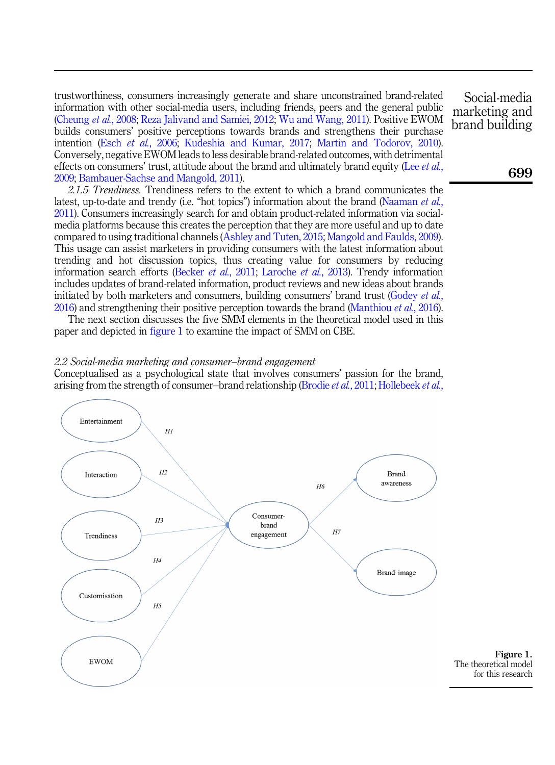trustworthiness, consumers increasingly generate and share unconstrained brand-related information with other social-media users, including friends, peers and the general public (Cheung *et al.*, 2008; Reza Jalivand and Samiei, 2012; Wu and Wang, 2011). Positive EWOM builds consumers' positive perceptions towards brands and strengthens their purchase intention (Esch *et al.*, 2006; Kudeshia and Kumar, 2017; Martin and Todorov, 2010). Conversely, negative EWOM leads to less desirable brand-related outcomes, with detrimental effects on consumers' trust, attitude about the brand and ultimately brand equity (Lee *et al.*, 2009; Bambauer-Sachse and Mangold, 2011).

*2.1.5 Trendiness.* Trendiness refers to the extent to which a brand communicates the latest, up-to-date and trendy (i.e. "hot topics") information about the brand (Naaman *et al.*, 2011). Consumers increasingly search for and obtain product-related information via social-media platforms because this creates the perception that they are more useful and up to date compared to using traditional channels (Ashley and Tuten, 2015; Mangold and Faulds, 2009). This usage can assist marketers in providing consumers with the latest information about trending and hot discussion topics, thus creating value for consumers by reducing information search efforts (Becker *et al.*, 2011; Laroche *et al.*, 2013). Trendy information includes updates of brand-related information, product reviews and new ideas about brands initiated by both marketers and consumers, building consumers' brand trust (Godey *et al.*, 2016) and strengthening their positive perception towards the brand (Manthiou *et al.*, 2016).

The next section discusses the five SMM elements in the theoretical model used in this paper and depicted in figure 1 to examine the impact of SMM on CBE.

### *2.2 Social-media marketing and consumer–brand engagement*

Conceptualised as a psychological state that involves consumers' passion for the brand, arising from the strength of consumer–brand relationship (Brodie *et al.*, 2011; Hollebeek *et al.*,

**Figure 1.** The theoretical model for this research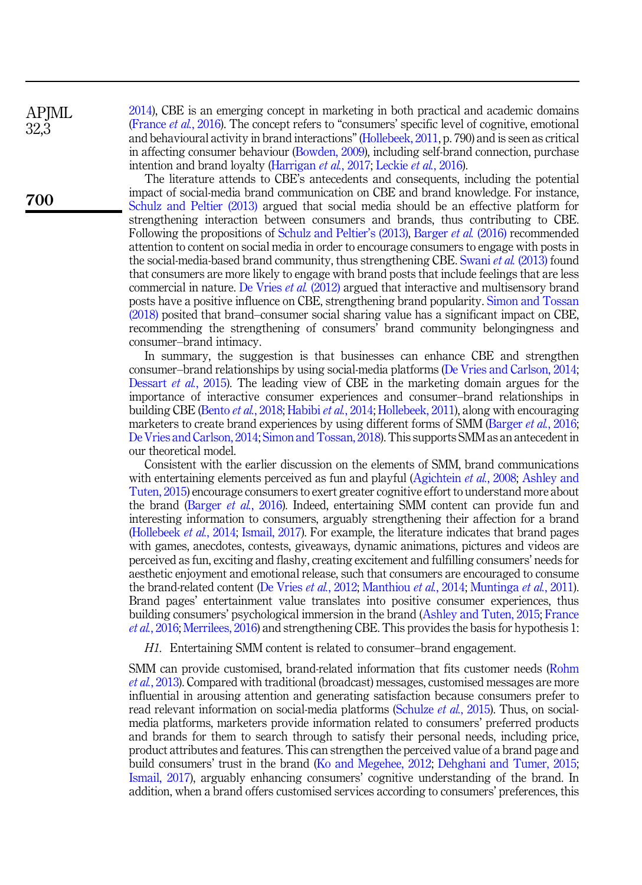2014), CBE is an emerging concept in marketing in both practical and academic domains (France *et al.*, 2016). The concept refers to "consumers' specific level of cognitive, emotional and behavioural activity in brand interactions" (Hollebeek, 2011, p. 790) and is seen as critical in affecting consumer behaviour (Bowden, 2009), including self-brand connection, purchase intention and brand loyalty (Harrigan *et al.*, 2017; Leckie *et al.*, 2016).

The literature attends to CBE's antecedents and consequents, including the potential impact of social-media brand communication on CBE and brand knowledge. For instance, Schulz and Peltier (2013) argued that social media should be an effective platform for strengthening interaction between consumers and brands, thus contributing to CBE. Following the propositions of Schulz and Peltier's (2013), Barger *et al.* (2016) recommended attention to content on social media in order to encourage consumers to engage with posts in the social-media-based brand community, thus strengthening CBE. Swani *et al.* (2013) found that consumers are more likely to engage with brand posts that include feelings that are less commercial in nature. De Vries *et al.* (2012) argued that interactive and multisensory brand posts have a positive influence on CBE, strengthening brand popularity. Simon and Tossan (2018) posited that brand–consumer social sharing value has a significant impact on CBE, recommending the strengthening of consumers' brand community belongingness and consumer–brand intimacy.

In summary, the suggestion is that businesses can enhance CBE and strengthen consumer–brand relationships by using social-media platforms (De Vries and Carlson, 2014; Dessart *et al.*, 2015). The leading view of CBE in the marketing domain argues for the importance of interactive consumer experiences and consumer–brand relationships in building CBE (Bento *et al.*, 2018; Habibi *et al.*, 2014; Hollebeek, 2011), along with encouraging marketers to create brand experiences by using different forms of SMM (Barger *et al.*, 2016; De Vries and Carlson, 2014; Simon and Tossan, 2018). This supports SMM as an antecedent in our theoretical model.

Consistent with the earlier discussion on the elements of SMM, brand communications with entertaining elements perceived as fun and playful (Agichtein *et al.*, 2008; Ashley and Tuten, 2015) encourage consumers to exert greater cognitive effort to understand more about the brand (Barger *et al.*, 2016). Indeed, entertaining SMM content can provide fun and interesting information to consumers, arguably strengthening their affection for a brand (Hollebeek *et al.*, 2014; Ismail, 2017). For example, the literature indicates that brand pages with games, anecdotes, contests, giveaways, dynamic animations, pictures and videos are perceived as fun, exciting and flashy, creating excitement and fulfilling consumers' needs for aesthetic enjoyment and emotional release, such that consumers are encouraged to consume the brand-related content (De Vries *et al.*, 2012; Manthiou *et al.*, 2014; Muntinga *et al.*, 2011). Brand pages' entertainment value translates into positive consumer experiences, thus building consumers' psychological immersion in the brand (Ashley and Tuten, 2015; France *et al.*, 2016; Merrilees, 2016) and strengthening CBE. This provides the basis for hypothesis 1:

*H1*. Entertaining SMM content is related to consumer–brand engagement.

SMM can provide customised, brand-related information that fits customer needs (Rohm *et al.*, 2013). Compared with traditional (broadcast) messages, customised messages are more influential in arousing attention and generating satisfaction because consumers prefer to read relevant information on social-media platforms (Schulze *et al.*, 2015). Thus, on social-media platforms, marketers provide information related to consumers' preferred products and brands for them to search through to satisfy their personal needs, including price, product attributes and features. This can strengthen the perceived value of a brand page and build consumers' trust in the brand (Ko and Megehee, 2012; Dehghani and Tumer, 2015; Ismail, 2017), arguably enhancing consumers' cognitive understanding of the brand. In addition, when a brand offers customised services according to consumers' preferences, this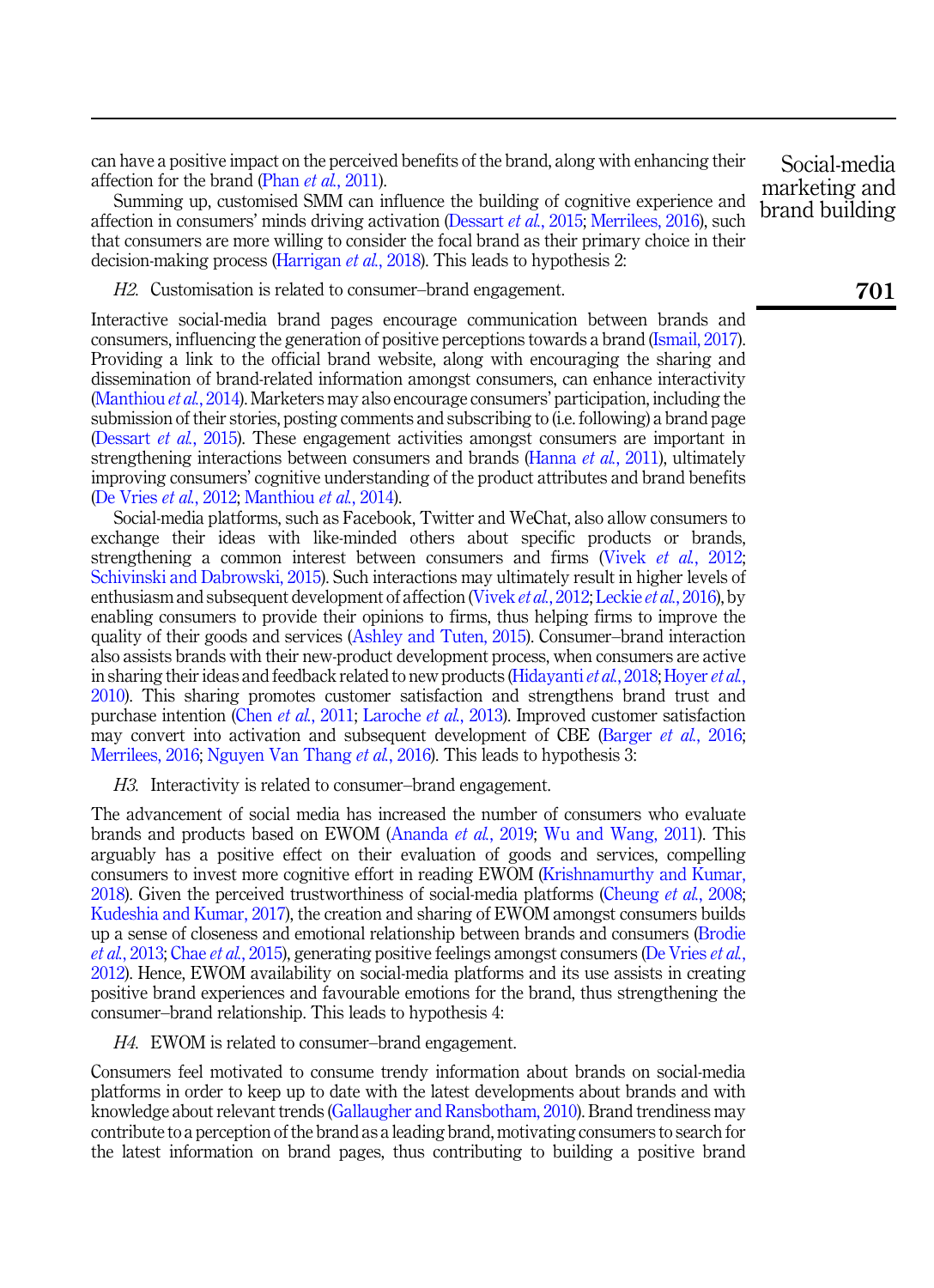can have a positive impact on the perceived benefits of the brand, along with enhancing their affection for the brand (Phan *et al.*, 2011).

Summing up, customised SMM can influence the building of cognitive experience and affection in consumers' minds driving activation (Dessart *et al.*, 2015; Merrilees, 2016), such that consumers are more willing to consider the focal brand as their primary choice in their decision-making process (Harrigan *et al.*, 2018). This leads to hypothesis 2:

*H2*. Customisation is related to consumer–brand engagement.

Interactive social-media brand pages encourage communication between brands and consumers, influencing the generation of positive perceptions towards a brand (Ismail, 2017). Providing a link to the official brand website, along with encouraging the sharing and dissemination of brand-related information amongst consumers, can enhance interactivity (Manthiou *et al.*, 2014). Marketers may also encourage consumers' participation, including the submission of their stories, posting comments and subscribing to (i.e. following) a brand page (Dessart *et al.*, 2015). These engagement activities amongst consumers are important in strengthening interactions between consumers and brands (Hanna *et al.*, 2011), ultimately improving consumers' cognitive understanding of the product attributes and brand benefits (De Vries *et al.*, 2012; Manthiou *et al.*, 2014).

Social-media platforms, such as Facebook, Twitter and WeChat, also allow consumers to exchange their ideas with like-minded others about specific products or brands, strengthening a common interest between consumers and firms (Vivek *et al.*, 2012; Schivinski and Dabrowski, 2015). Such interactions may ultimately result in higher levels of enthusiasm and subsequent development of affection (Vivek *et al.*, 2012; Leckie *et al.*, 2016), by enabling consumers to provide their opinions to firms, thus helping firms to improve the quality of their goods and services (Ashley and Tuten, 2015). Consumer–brand interaction also assists brands with their new-product development process, when consumers are active in sharing their ideas and feedback related to new products (Hidayanti *et al.*, 2018; Hoyer *et al.*, 2010). This sharing promotes customer satisfaction and strengthens brand trust and purchase intention (Chen *et al.*, 2011; Laroche *et al.*, 2013). Improved customer satisfaction may convert into activation and subsequent development of CBE (Barger *et al.*, 2016; Merrilees, 2016; Nguyen Van Thang *et al.*, 2016). This leads to hypothesis 3:

*H3*. Interactivity is related to consumer–brand engagement.

The advancement of social media has increased the number of consumers who evaluate brands and products based on EWOM (Ananda *et al.*, 2019; Wu and Wang, 2011). This arguably has a positive effect on their evaluation of goods and services, compelling consumers to invest more cognitive effort in reading EWOM (Krishnamurthy and Kumar, 2018). Given the perceived trustworthiness of social-media platforms (Cheung *et al.*, 2008; Kudeshia and Kumar, 2017), the creation and sharing of EWOM amongst consumers builds up a sense of closeness and emotional relationship between brands and consumers (Brodie *et al.*, 2013; Chae *et al.*, 2015), generating positive feelings amongst consumers (De Vries *et al.*, 2012). Hence, EWOM availability on social-media platforms and its use assists in creating positive brand experiences and favourable emotions for the brand, thus strengthening the consumer–brand relationship. This leads to hypothesis 4:

*H4*. EWOM is related to consumer–brand engagement.

Consumers feel motivated to consume trendy information about brands on social-media platforms in order to keep up to date with the latest developments about brands and with knowledge about relevant trends (Gallaugher and Ransbotham, 2010). Brand trendiness may contribute to a perception of the brand as a leading brand, motivating consumers to search for the latest information on brand pages, thus contributing to building a positive brand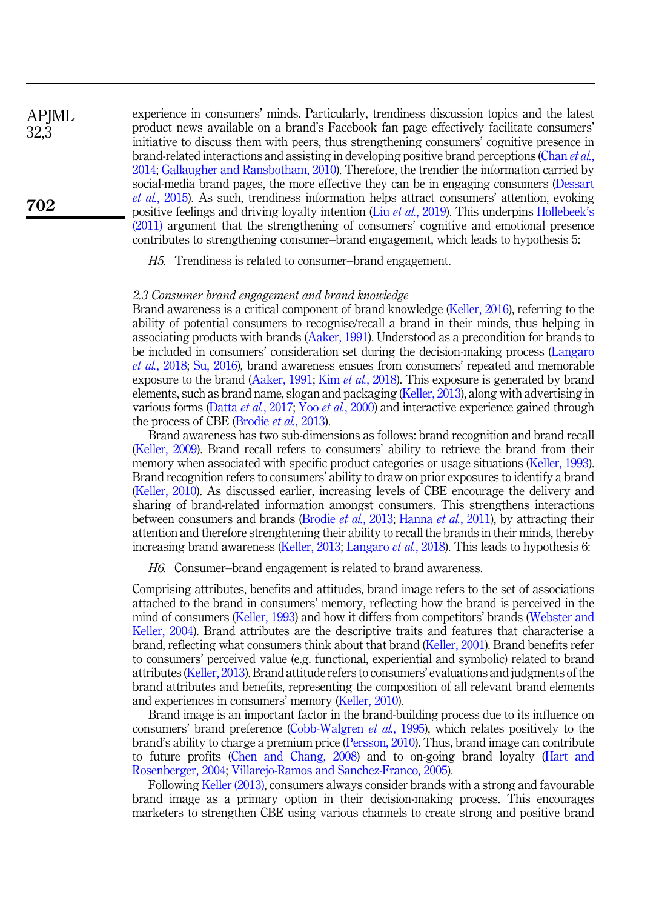experience in consumers' minds. Particularly, trendiness discussion topics and the latest product news available on a brand's Facebook fan page effectively facilitate consumers' initiative to discuss them with peers, thus strengthening consumers' cognitive presence in brand-related interactions and assisting in developing positive brand perceptions (Chan *et al.*, 2014; Gallaugher and Ransbotham, 2010). Therefore, the trendier the information carried by social-media brand pages, the more effective they can be in engaging consumers (Dessart *et al.*, 2015). As such, trendiness information helps attract consumers' attention, evoking positive feelings and driving loyalty intention (Liu *et al.*, 2019). This underpins Hollebeek's (2011) argument that the strengthening of consumers' cognitive and emotional presence contributes to strengthening consumer–brand engagement, which leads to hypothesis 5:

*H5*. Trendiness is related to consumer–brand engagement.

### *2.3 Consumer brand engagement and brand knowledge*

Brand awareness is a critical component of brand knowledge (Keller, 2016), referring to the ability of potential consumers to recognise/recall a brand in their minds, thus helping in associating products with brands (Aaker, 1991). Understood as a precondition for brands to be included in consumers' consideration set during the decision-making process (Langaro *et al.*, 2018; Su, 2016), brand awareness ensues from consumers' repeated and memorable exposure to the brand (Aaker, 1991; Kim *et al.*, 2018). This exposure is generated by brand elements, such as brand name, slogan and packaging (Keller, 2013), along with advertising in various forms (Datta *et al.*, 2017; Yoo *et al.*, 2000) and interactive experience gained through the process of CBE (Brodie *et al.*, 2013).

Brand awareness has two sub-dimensions as follows: brand recognition and brand recall (Keller, 2009). Brand recall refers to consumers' ability to retrieve the brand from their memory when associated with specific product categories or usage situations (Keller, 1993). Brand recognition refers to consumers' ability to draw on prior exposures to identify a brand (Keller, 2010). As discussed earlier, increasing levels of CBE encourage the delivery and sharing of brand-related information amongst consumers. This strengthens interactions between consumers and brands (Brodie *et al.*, 2013; Hanna *et al.*, 2011), by attracting their attention and therefore strenghtening their ability to recall the brands in their minds, thereby increasing brand awareness (Keller, 2013; Langaro *et al.*, 2018). This leads to hypothesis 6:

*H6*. Consumer–brand engagement is related to brand awareness.

Comprising attributes, benefits and attitudes, brand image refers to the set of associations attached to the brand in consumers' memory, reflecting how the brand is perceived in the mind of consumers (Keller, 1993) and how it differs from competitors' brands (Webster and Keller, 2004). Brand attributes are the descriptive traits and features that characterise a brand, reflecting what consumers think about that brand (Keller, 2001). Brand benefits refer to consumers' perceived value (e.g. functional, experiential and symbolic) related to brand attributes (Keller, 2013). Brand attitude refers to consumers' evaluations and judgments of the brand attributes and benefits, representing the composition of all relevant brand elements and experiences in consumers' memory (Keller, 2010).

Brand image is an important factor in the brand-building process due to its influence on consumers' brand preference (Cobb-Walgren *et al.*, 1995), which relates positively to the brand's ability to charge a premium price (Persson, 2010). Thus, brand image can contribute to future profits (Chen and Chang, 2008) and to on-going brand loyalty (Hart and Rosenberger, 2004; Villarejo-Ramos and Sanchez-Franco, 2005).

Following Keller (2013), consumers always consider brands with a strong and favourable brand image as a primary option in their decision-making process. This encourages marketers to strengthen CBE using various channels to create strong and positive brand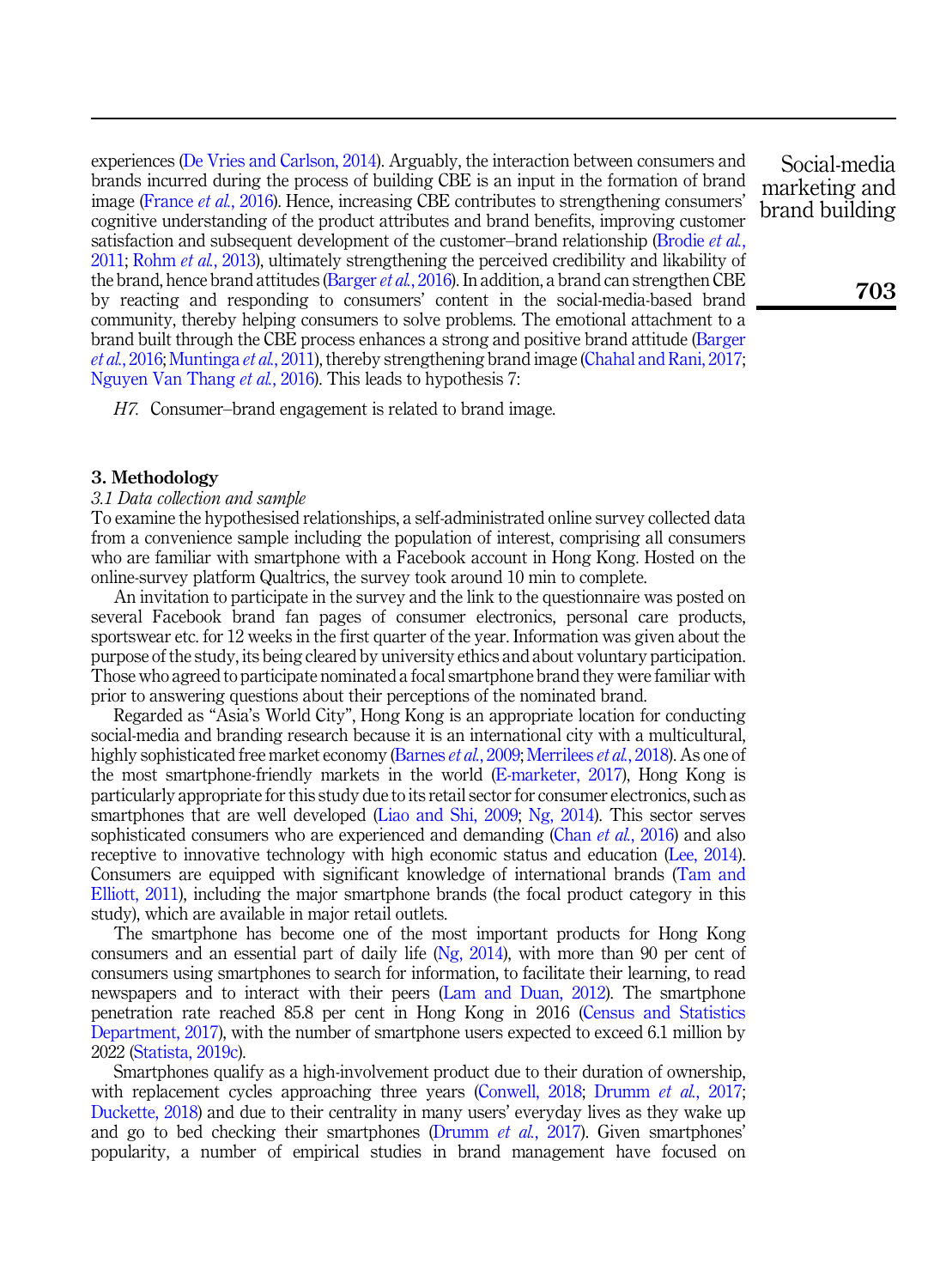experiences (De Vries and Carlson, 2014). Arguably, the interaction between consumers and brands incurred during the process of building CBE is an input in the formation of brand image (France *et al.*, 2016). Hence, increasing CBE contributes to strengthening consumers' cognitive understanding of the product attributes and brand benefits, improving customer satisfaction and subsequent development of the customer–brand relationship (Brodie *et al.*, 2011; Rohm *et al.*, 2013), ultimately strengthening the perceived credibility and likability of the brand, hence brand attitudes (Barger *et al.*, 2016). In addition, a brand can strengthen CBE by reacting and responding to consumers' content in the social-media-based brand community, thereby helping consumers to solve problems. The emotional attachment to a brand built through the CBE process enhances a strong and positive brand attitude (Barger *et al.*, 2016; Muntinga *et al.*, 2011), thereby strengthening brand image (Chahal and Rani, 2017; Nguyen Van Thang *et al.*, 2016). This leads to hypothesis 7:

*H7.* Consumer–brand engagement is related to brand image.

## 3. Methodology

### *3.1 Data collection and sample*

To examine the hypothesised relationships, a self-administrated online survey collected data from a convenience sample including the population of interest, comprising all consumers who are familiar with smartphone with a Facebook account in Hong Kong. Hosted on the online-survey platform Qualtrics, the survey took around 10 min to complete.

An invitation to participate in the survey and the link to the questionnaire was posted on several Facebook brand fan pages of consumer electronics, personal care products, sportswear etc. for 12 weeks in the first quarter of the year. Information was given about the purpose of the study, its being cleared by university ethics and about voluntary participation. Those who agreed to participate nominated a focal smartphone brand they were familiar with prior to answering questions about their perceptions of the nominated brand.

Regarded as "Asia's World City", Hong Kong is an appropriate location for conducting social-media and branding research because it is an international city with a multicultural, highly sophisticated free market economy (Barnes *et al.*, 2009; Merrilees *et al.*, 2018). As one of the most smartphone-friendly markets in the world (E-marketer, 2017), Hong Kong is particularly appropriate for this study due to its retail sector for consumer electronics, such as smartphones that are well developed (Liao and Shi, 2009; Ng, 2014). This sector serves sophisticated consumers who are experienced and demanding (Chan *et al.*, 2016) and also receptive to innovative technology with high economic status and education (Lee, 2014). Consumers are equipped with significant knowledge of international brands (Tam and Elliott, 2011), including the major smartphone brands (the focal product category in this study), which are available in major retail outlets.

The smartphone has become one of the most important products for Hong Kong consumers and an essential part of daily life (Ng, 2014), with more than 90 per cent of consumers using smartphones to search for information, to facilitate their learning, to read newspapers and to interact with their peers (Lam and Duan, 2012). The smartphone penetration rate reached 85.8 per cent in Hong Kong in 2016 (Census and Statistics Department, 2017), with the number of smartphone users expected to exceed 6.1 million by 2022 (Statista, 2019c).

Smartphones qualify as a high-involvement product due to their duration of ownership, with replacement cycles approaching three years (Conwell, 2018; Drumm *et al.*, 2017; Duckette, 2018) and due to their centrality in many users' everyday lives as they wake up and go to bed checking their smartphones (Drumm *et al.*, 2017). Given smartphones' popularity, a number of empirical studies in brand management have focused on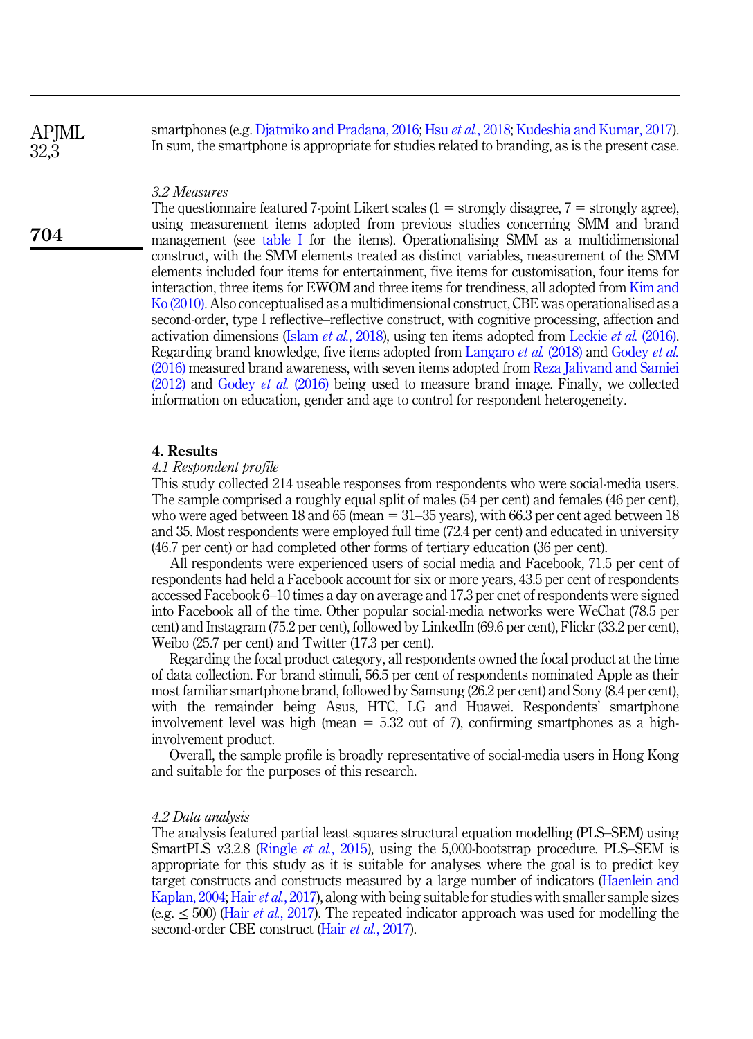smartphones (e.g. Djatmiko and Pradana, 2016; Hsu *et al.*, 2018; Kudeshia and Kumar, 2017). In sum, the smartphone is appropriate for studies related to branding, as is the present case.

### *3.2 Measures*

The questionnaire featured 7-point Likert scales (1 = strongly disagree, 7 = strongly agree), using measurement items adopted from previous studies concerning SMM and brand management (see table I for the items). Operationalising SMM as a multidimensional construct, with the SMM elements treated as distinct variables, measurement of the SMM elements included four items for entertainment, five items for customisation, four items for interaction, three items for EWOM and three items for trendiness, all adopted from Kim and Ko (2010). Also conceptualised as a multidimensional construct, CBE was operationalised as a second-order, type I reflective–reflective construct, with cognitive processing, affection and activation dimensions (Islam *et al.*, 2018), using ten items adopted from Leckie *et al.* (2016). Regarding brand knowledge, five items adopted from Langaro *et al.* (2018) and Godey *et al.* (2016) measured brand awareness, with seven items adopted from Reza Jalivand and Samiei (2012) and Godey *et al.* (2016) being used to measure brand image. Finally, we collected information on education, gender and age to control for respondent heterogeneity.

## 4. Results

### *4.1 Respondent profile*

This study collected 214 useable responses from respondents who were social-media users. The sample comprised a roughly equal split of males (54 per cent) and females (46 per cent), who were aged between 18 and 65 (mean = 31–35 years), with 66.3 per cent aged between 18 and 35. Most respondents were employed full time (72.4 per cent) and educated in university (46.7 per cent) or had completed other forms of tertiary education (36 per cent).

All respondents were experienced users of social media and Facebook, 71.5 per cent of respondents had held a Facebook account for six or more years, 43.5 per cent of respondents accessed Facebook 6–10 times a day on average and 17.3 per cnet of respondents were signed into Facebook all of the time. Other popular social-media networks were WeChat (78.5 per cent) and Instagram (75.2 per cent), followed by LinkedIn (69.6 per cent), Flickr (33.2 per cent), Weibo (25.7 per cent) and Twitter (17.3 per cent).

Regarding the focal product category, all respondents owned the focal product at the time of data collection. For brand stimuli, 56.5 per cent of respondents nominated Apple as their most familiar smartphone brand, followed by Samsung (26.2 per cent) and Sony (8.4 per cent), with the remainder being Asus, HTC, LG and Huawei. Respondents' smartphone involvement level was high (mean = 5.32 out of 7), confirming smartphones as a high-involvement product.

Overall, the sample profile is broadly representative of social-media users in Hong Kong and suitable for the purposes of this research.

### *4.2 Data analysis*

The analysis featured partial least squares structural equation modelling (PLS–SEM) using SmartPLS v3.2.8 (Ringle *et al.*, 2015), using the 5,000-bootstrap procedure. PLS–SEM is appropriate for this study as it is suitable for analyses where the goal is to predict key target constructs and constructs measured by a large number of indicators (Haenlein and Kaplan, 2004; Hair *et al.*, 2017), along with being suitable for studies with smaller sample sizes (e.g. $\leq$ 500) (Hair *et al.*, 2017). The repeated indicator approach was used for modelling the second-order CBE construct (Hair *et al.*, 2017).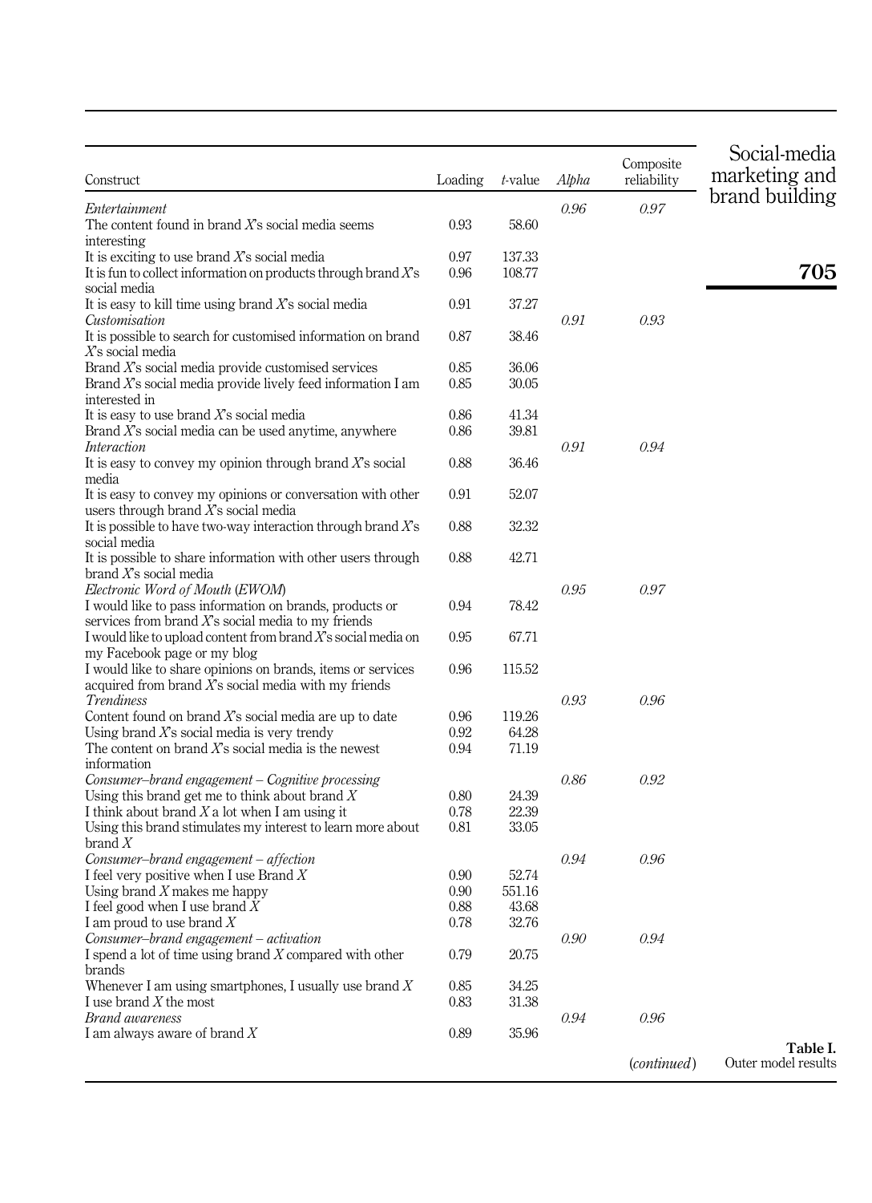| Construct | Loading | t-value | *Alpha* | Composite reliability |
|---|---|---|---|---|
| *Entertainment* | | | *0.96* | *0.97* |
| The content found in brand *X*'s social media seems interesting | 0.93 | 58.60 | | |
| It is exciting to use brand *X*'s social media | 0.97 | 137.33 | | |
| It is fun to collect information on products through brand *X*'s social media | 0.96 | 108.77 | | |
| It is easy to kill time using brand *X*'s social media | 0.91 | 37.27 | | |
| *Customisation* | | | *0.91* | *0.93* |
| It is possible to search for customised information on brand *X*'s social media | 0.87 | 38.46 | | |
| Brand *X*'s social media provide customised services | 0.85 | 36.06 | | |
| Brand *X*'s social media provide lively feed information I am interested in | 0.85 | 30.05 | | |
| It is easy to use brand *X*'s social media | 0.86 | 41.34 | | |
| Brand *X*'s social media can be used anytime, anywhere | 0.86 | 39.81 | | |
| *Interaction* | | | *0.91* | *0.94* |
| It is easy to convey my opinion through brand *X*'s social media | 0.88 | 36.46 | | |
| It is easy to convey my opinions or conversation with other users through brand *X*'s social media | 0.91 | 52.07 | | |
| It is possible to have two-way interaction through brand *X*'s social media | 0.88 | 32.32 | | |
| It is possible to share information with other users through brand *X*'s social media | 0.88 | 42.71 | | |
| *Electronic Word of Mouth (EWOM)* | | | *0.95* | *0.97* |
| I would like to pass information on brands, products or services from brand *X*'s social media to my friends | 0.94 | 78.42 | | |
| I would like to upload content from brand *X*'s social media on my Facebook page or my blog | 0.95 | 67.71 | | |
| I would like to share opinions on brands, items or services acquired from brand *X*'s social media with my friends | 0.96 | 115.52 | | |
| *Trendiness* | | | *0.93* | *0.96* |
| Content found on brand *X*'s social media are up to date | 0.96 | 119.26 | | |
| Using brand *X*'s social media is very trendy | 0.92 | 64.28 | | |
| The content on brand *X*'s social media is the newest information | 0.94 | 71.19 | | |
| *Consumer–brand engagement – Cognitive processing* | | | *0.86* | *0.92* |
| Using this brand get me to think about brand *X* | 0.80 | 24.39 | | |
| I think about brand *X* a lot when I am using it | 0.78 | 22.39 | | |
| Using this brand stimulates my interest to learn more about brand *X* | 0.81 | 33.05 | | |
| *Consumer–brand engagement – affection* | | | *0.94* | *0.96* |
| I feel very positive when I use Brand *X* | 0.90 | 52.74 | | |
| Using brand *X* makes me happy | 0.90 | 551.16 | | |
| I feel good when I use brand *X* | 0.88 | 43.68 | | |
| I am proud to use brand *X* | 0.78 | 32.76 | | |
| *Consumer–brand engagement – activation* | | | *0.90* | *0.94* |
| I spend a lot of time using brand *X* compared with other brands | 0.79 | 20.75 | | |
| Whenever I am using smartphones, I usually use brand *X* | 0.85 | 34.25 | | |
| I use brand *X* the most | 0.83 | 31.38 | | |
| *Brand awareness* | | | *0.94* | *0.96* |
| I am always aware of brand *X* | 0.89 | 35.96 | | |

(*continued*)

**Table I.** Outer model results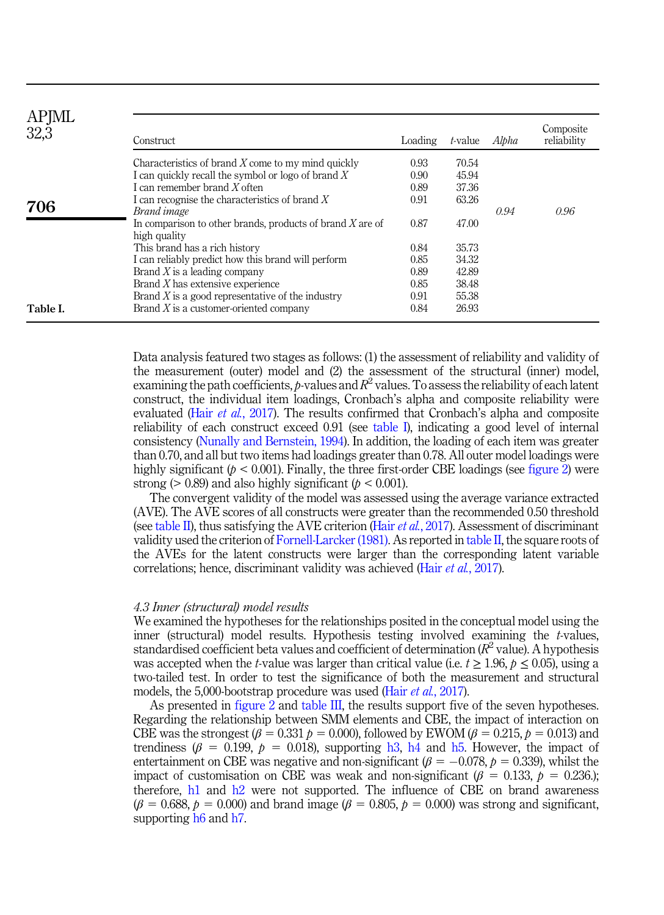| Construct | Loading | *t*-value | *Alpha* | Composite reliability |
|---|---|---|---|---|
| Characteristics of brand *X* come to my mind quickly | 0.93 | 70.54 | | |
| I can quickly recall the symbol or logo of brand *X* | 0.90 | 45.94 | | |
| I can remember brand *X* often | 0.89 | 37.36 | | |
| I can recognise the characteristics of brand *X* | 0.91 | 63.26 | | |
| *Brand image* | | | *0.94* | *0.96* |
| In comparison to other brands, products of brand *X* are of high quality | 0.87 | 47.00 | | |
| This brand has a rich history | 0.84 | 35.73 | | |
| I can reliably predict how this brand will perform | 0.85 | 34.32 | | |
| Brand *X* is a leading company | 0.89 | 42.89 | | |
| Brand *X* has extensive experience | 0.85 | 38.48 | | |
| Brand *X* is a good representative of the industry | 0.91 | 55.38 | | |
| Brand *X* is a customer-oriented company | 0.84 | 26.93 | | |

**Table I.**

Data analysis featured two stages as follows: (1) the assessment of reliability and validity of the measurement (outer) model and (2) the assessment of the structural (inner) model, examining the path coefficients, *p*-values and $R^2$ values. To assess the reliability of each latent construct, the individual item loadings, Cronbach's alpha and composite reliability were evaluated (Hair *et al.*, 2017). The results confirmed that Cronbach's alpha and composite reliability of each construct exceed 0.91 (see table I), indicating a good level of internal consistency (Nunally and Bernstein, 1994). In addition, the loading of each item was greater than 0.70, and all but two items had loadings greater than 0.78. All outer model loadings were highly significant ($p < 0.001$). Finally, the three first-order CBE loadings (see figure 2) were strong (> 0.89) and also highly significant ($p < 0.001$).

The convergent validity of the model was assessed using the average variance extracted (AVE). The AVE scores of all constructs were greater than the recommended 0.50 threshold (see table II), thus satisfying the AVE criterion (Hair *et al.*, 2017). Assessment of discriminant validity used the criterion of Fornell-Larcker (1981). As reported in table II, the square roots of the AVEs for the latent constructs were larger than the corresponding latent variable correlations; hence, discriminant validity was achieved (Hair *et al.*, 2017).

### *4.3 Inner (structural) model results*

We examined the hypotheses for the relationships posited in the conceptual model using the inner (structural) model results. Hypothesis testing involved examining the *t*-values, standardised coefficient beta values and coefficient of determination ($R^2$ value). A hypothesis was accepted when the *t*-value was larger than critical value (i.e. $t \geq 1.96$, $p \leq 0.05$), using a two-tailed test. In order to test the significance of both the measurement and structural models, the 5,000-bootstrap procedure was used (Hair *et al.*, 2017).

As presented in figure 2 and table III, the results support five of the seven hypotheses. Regarding the relationship between SMM elements and CBE, the impact of interaction on CBE was the strongest ($\beta = 0.331$ $p = 0.000$), followed by EWOM ($\beta = 0.215$, $p = 0.013$) and trendiness ($\beta = 0.199$, $p = 0.018$), supporting h3, h4 and h5. However, the impact of entertainment on CBE was negative and non-significant ($\beta = -0.078$, $p = 0.339$), whilst the impact of customisation on CBE was weak and non-significant ($\beta = 0.133$, $p = 0.236$.); therefore, h1 and h2 were not supported. The influence of CBE on brand awareness ($\beta = 0.688$, $p = 0.000$) and brand image ($\beta = 0.805$, $p = 0.000$) was strong and significant, supporting h6 and h7.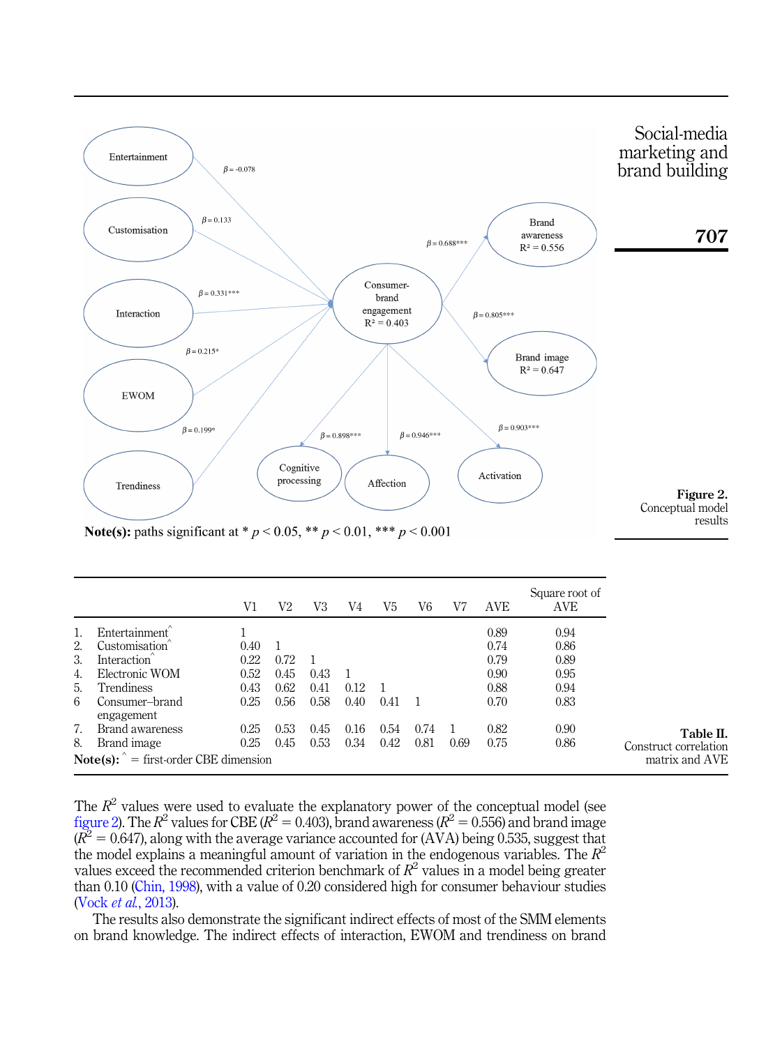Figure 2. Conceptual model results

Note(s): paths significant at * $p < 0.05$, ** $p < 0.01$, *** $p < 0.001$

Table II. Construct correlation matrix and AVE

| | V1 | V2 | V3 | V4 | V5 | V6 | V7 | AVE | Square root of AVE |
|---|---|---|---|---|---|---|---|---|---|
| 1. Entertainment^ | 1 | | | | | | | 0.89 | 0.94 |
| 2. Customisation^ | 0.40 | 1 | | | | | | 0.74 | 0.86 |
| 3. Interaction^ | 0.22 | 0.72 | 1 | | | | | 0.79 | 0.89 |
| 4. Electronic WOM | 0.52 | 0.45 | 0.43 | 1 | | | | 0.90 | 0.95 |
| 5. Trendiness | 0.43 | 0.62 | 0.41 | 0.12 | 1 | | | 0.88 | 0.94 |
| 6 Consumer–brand engagement | 0.25 | 0.56 | 0.58 | 0.40 | 0.41 | 1 | | 0.70 | 0.83 |
| 7. Brand awareness | 0.25 | 0.53 | 0.45 | 0.16 | 0.54 | 0.74 | 1 | 0.82 | 0.90 |
| 8. Brand image | 0.25 | 0.45 | 0.53 | 0.34 | 0.42 | 0.81 | 0.69 | 0.75 | 0.86 |

Note(s): ^ = first-order CBE dimension

The $R^2$ values were used to evaluate the explanatory power of the conceptual model (see figure 2). The $R^2$ values for CBE ($R^2 = 0.403$), brand awareness ($R^2 = 0.556$) and brand image ($R^2 = 0.647$), along with the average variance accounted for (AVA) being 0.535, suggest that the model explains a meaningful amount of variation in the endogenous variables. The $R^2$ values exceed the recommended criterion benchmark of $R^2$ values in a model being greater than 0.10 (Chin, 1998), with a value of 0.20 considered high for consumer behaviour studies (Vock *et al.*, 2013).

The results also demonstrate the significant indirect effects of most of the SMM elements on brand knowledge. The indirect effects of interaction, EWOM and trendiness on brand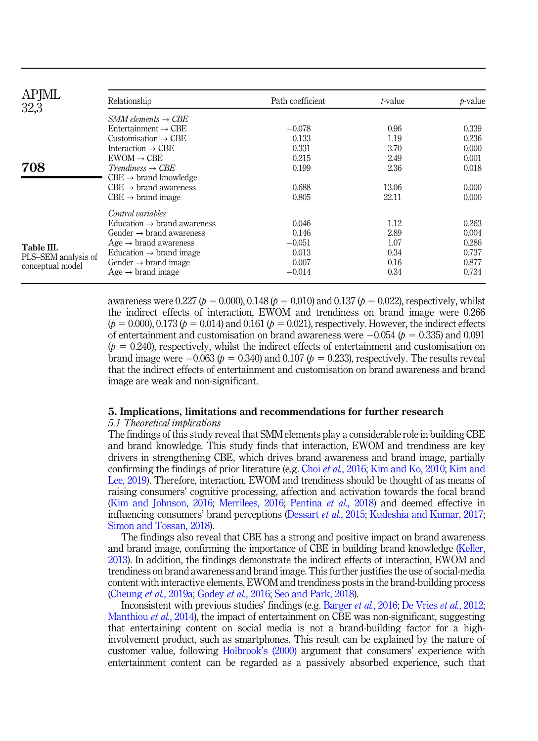| Relationship | Path coefficient | *t*-value | *p*-value |
|---|---|---|---|
| *SMM elements → CBE* | | | |
| Entertainment → CBE | −0.078 | 0.96 | 0.339 |
| Customisation → CBE | 0.133 | 1.19 | 0.236 |
| Interaction → CBE | 0.331 | 3.70 | 0.000 |
| EWOM → CBE | 0.215 | 2.49 | 0.001 |
| *Trendiness → CBE* | 0.199 | 2.36 | 0.018 |
| CBE → brand knowledge | | | |
| CBE → brand awareness | 0.688 | 13.06 | 0.000 |
| CBE → brand image | 0.805 | 22.11 | 0.000 |
| *Control variables* | | | |
| Education → brand awareness | 0.046 | 1.12 | 0.263 |
| Gender → brand awareness | 0.146 | 2.89 | 0.004 |
| Age → brand awareness | −0.051 | 1.07 | 0.286 |
| Education → brand image | 0.013 | 0.34 | 0.737 |
| Gender → brand image | −0.007 | 0.16 | 0.877 |
| Age → brand image | −0.014 | 0.34 | 0.734 |

**Table III.** PLS–SEM analysis of conceptual model

awareness were 0.227 ($p = 0.000$), 0.148 ($p = 0.010$) and 0.137 ($p = 0.022$), respectively, whilst the indirect effects of interaction, EWOM and trendiness on brand image were 0.266 ($p = 0.000$), 0.173 ($p = 0.014$) and 0.161 ($p = 0.021$), respectively. However, the indirect effects of entertainment and customisation on brand awareness were −0.054 ($p = 0.335$) and 0.091 ($p = 0.240$), respectively, whilst the indirect effects of entertainment and customisation on brand image were −0.063 ($p = 0.340$) and 0.107 ($p = 0.233$), respectively. The results reveal that the indirect effects of entertainment and customisation on brand awareness and brand image are weak and non-significant.

## 5. Implications, limitations and recommendations for further research

### *5.1 Theoretical implications*

The findings of this study reveal that SMM elements play a considerable role in building CBE and brand knowledge. This study finds that interaction, EWOM and trendiness are key drivers in strengthening CBE, which drives brand awareness and brand image, partially confirming the findings of prior literature (e.g. Choi *et al.*, 2016; Kim and Ko, 2010; Kim and Lee, 2019). Therefore, interaction, EWOM and trendiness should be thought of as means of raising consumers' cognitive processing, affection and activation towards the focal brand (Kim and Johnson, 2016; Merrilees, 2016; Pentina *et al.*, 2018) and deemed effective in influencing consumers' brand perceptions (Dessart *et al.*, 2015; Kudeshia and Kumar, 2017; Simon and Tossan, 2018).

The findings also reveal that CBE has a strong and positive impact on brand awareness and brand image, confirming the importance of CBE in building brand knowledge (Keller, 2013). In addition, the findings demonstrate the indirect effects of interaction, EWOM and trendiness on brand awareness and brand image. This further justifies the use of social-media content with interactive elements, EWOM and trendiness posts in the brand-building process (Cheung *et al.*, 2019a; Godey *et al.*, 2016; Seo and Park, 2018).

Inconsistent with previous studies' findings (e.g. Barger *et al.*, 2016; De Vries *et al.*, 2012; Manthiou *et al.*, 2014), the impact of entertainment on CBE was non-significant, suggesting that entertaining content on social media is not a brand-building factor for a high-involvement product, such as smartphones. This result can be explained by the nature of customer value, following Holbrook's (2000) argument that consumers' experience with entertainment content can be regarded as a passively absorbed experience, such that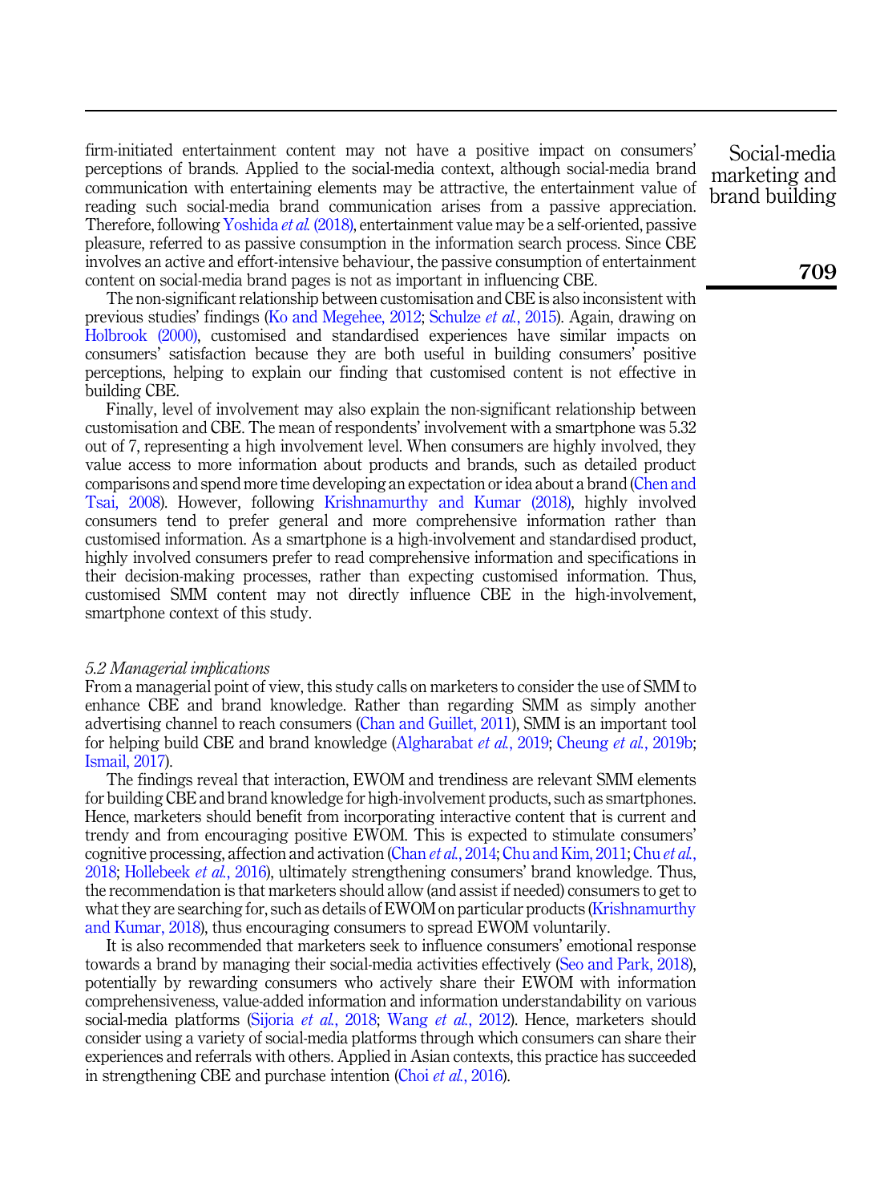firm-initiated entertainment content may not have a positive impact on consumers' perceptions of brands. Applied to the social-media context, although social-media brand communication with entertaining elements may be attractive, the entertainment value of reading such social-media brand communication arises from a passive appreciation. Therefore, following Yoshida *et al.* (2018), entertainment value may be a self-oriented, passive pleasure, referred to as passive consumption in the information search process. Since CBE involves an active and effort-intensive behaviour, the passive consumption of entertainment content on social-media brand pages is not as important in influencing CBE.

The non-significant relationship between customisation and CBE is also inconsistent with previous studies' findings (Ko and Megehee, 2012; Schulze *et al.*, 2015). Again, drawing on Holbrook (2000), customised and standardised experiences have similar impacts on consumers' satisfaction because they are both useful in building consumers' positive perceptions, helping to explain our finding that customised content is not effective in building CBE.

Finally, level of involvement may also explain the non-significant relationship between customisation and CBE. The mean of respondents' involvement with a smartphone was 5.32 out of 7, representing a high involvement level. When consumers are highly involved, they value access to more information about products and brands, such as detailed product comparisons and spend more time developing an expectation or idea about a brand (Chen and Tsai, 2008). However, following Krishnamurthy and Kumar (2018), highly involved consumers tend to prefer general and more comprehensive information rather than customised information. As a smartphone is a high-involvement and standardised product, highly involved consumers prefer to read comprehensive information and specifications in their decision-making processes, rather than expecting customised information. Thus, customised SMM content may not directly influence CBE in the high-involvement, smartphone context of this study.

### *5.2 Managerial implications*

From a managerial point of view, this study calls on marketers to consider the use of SMM to enhance CBE and brand knowledge. Rather than regarding SMM as simply another advertising channel to reach consumers (Chan and Guillet, 2011), SMM is an important tool for helping build CBE and brand knowledge (Algharabat *et al.*, 2019; Cheung *et al.*, 2019b; Ismail, 2017).

The findings reveal that interaction, EWOM and trendiness are relevant SMM elements for building CBE and brand knowledge for high-involvement products, such as smartphones. Hence, marketers should benefit from incorporating interactive content that is current and trendy and from encouraging positive EWOM. This is expected to stimulate consumers' cognitive processing, affection and activation (Chan *et al.*, 2014; Chu and Kim, 2011; Chu *et al.*, 2018; Hollebeek *et al.*, 2016), ultimately strengthening consumers' brand knowledge. Thus, the recommendation is that marketers should allow (and assist if needed) consumers to get to what they are searching for, such as details of EWOM on particular products (Krishnamurthy and Kumar, 2018), thus encouraging consumers to spread EWOM voluntarily.

It is also recommended that marketers seek to influence consumers' emotional response towards a brand by managing their social-media activities effectively (Seo and Park, 2018), potentially by rewarding consumers who actively share their EWOM with information comprehensiveness, value-added information and information understandability on various social-media platforms (Sijoria *et al.*, 2018; Wang *et al.*, 2012). Hence, marketers should consider using a variety of social-media platforms through which consumers can share their experiences and referrals with others. Applied in Asian contexts, this practice has succeeded in strengthening CBE and purchase intention (Choi *et al.*, 2016).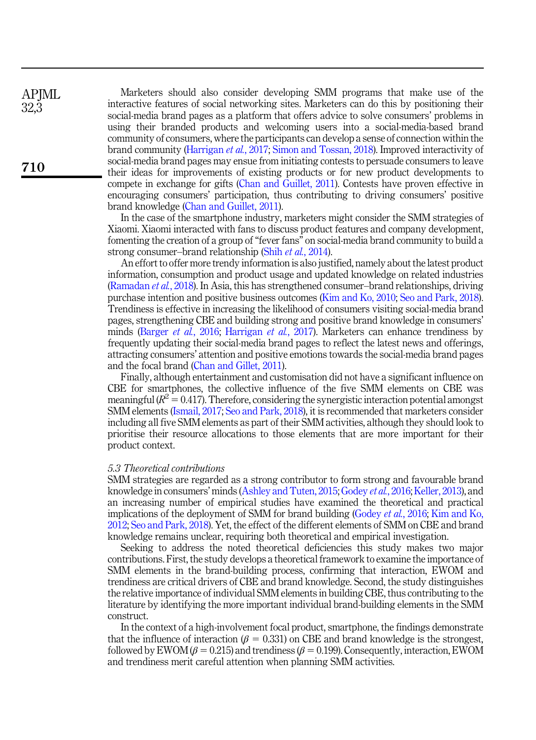Marketers should also consider developing SMM programs that make use of the interactive features of social networking sites. Marketers can do this by positioning their social-media brand pages as a platform that offers advice to solve consumers' problems in using their branded products and welcoming users into a social-media-based brand community of consumers, where the participants can develop a sense of connection within the brand community (Harrigan *et al.*, 2017; Simon and Tossan, 2018). Improved interactivity of social-media brand pages may ensue from initiating contests to persuade consumers to leave their ideas for improvements of existing products or for new product developments to compete in exchange for gifts (Chan and Guillet, 2011). Contests have proven effective in encouraging consumers' participation, thus contributing to driving consumers' positive brand knowledge (Chan and Guillet, 2011).

In the case of the smartphone industry, marketers might consider the SMM strategies of Xiaomi. Xiaomi interacted with fans to discuss product features and company development, fomenting the creation of a group of "fever fans" on social-media brand community to build a strong consumer–brand relationship (Shih *et al.*, 2014).

An effort to offer more trendy information is also justified, namely about the latest product information, consumption and product usage and updated knowledge on related industries (Ramadan *et al.*, 2018). In Asia, this has strengthened consumer–brand relationships, driving purchase intention and positive business outcomes (Kim and Ko, 2010; Seo and Park, 2018). Trendiness is effective in increasing the likelihood of consumers visiting social-media brand pages, strengthening CBE and building strong and positive brand knowledge in consumers' minds (Barger *et al.*, 2016; Harrigan *et al.*, 2017). Marketers can enhance trendiness by frequently updating their social-media brand pages to reflect the latest news and offerings, attracting consumers' attention and positive emotions towards the social-media brand pages and the focal brand (Chan and Gillet, 2011).

Finally, although entertainment and customisation did not have a significant influence on CBE for smartphones, the collective influence of the five SMM elements on CBE was meaningful ($R^2 = 0.417$). Therefore, considering the synergistic interaction potential amongst SMM elements (Ismail, 2017; Seo and Park, 2018), it is recommended that marketers consider including all five SMM elements as part of their SMM activities, although they should look to prioritise their resource allocations to those elements that are more important for their product context.

### *5.3 Theoretical contributions*

SMM strategies are regarded as a strong contributor to form strong and favourable brand knowledge in consumers' minds (Ashley and Tuten, 2015; Godey *et al.*, 2016; Keller, 2013), and an increasing number of empirical studies have examined the theoretical and practical implications of the deployment of SMM for brand building (Godey *et al.*, 2016; Kim and Ko, 2012; Seo and Park, 2018). Yet, the effect of the different elements of SMM on CBE and brand knowledge remains unclear, requiring both theoretical and empirical investigation.

Seeking to address the noted theoretical deficiencies this study makes two major contributions. First, the study develops a theoretical framework to examine the importance of SMM elements in the brand-building process, confirming that interaction, EWOM and trendiness are critical drivers of CBE and brand knowledge. Second, the study distinguishes the relative importance of individual SMM elements in building CBE, thus contributing to the literature by identifying the more important individual brand-building elements in the SMM construct.

In the context of a high-involvement focal product, smartphone, the findings demonstrate that the influence of interaction ($\beta = 0.331$) on CBE and brand knowledge is the strongest, followed by EWOM ($\beta = 0.215$) and trendiness ($\beta = 0.199$). Consequently, interaction, EWOM and trendiness merit careful attention when planning SMM activities.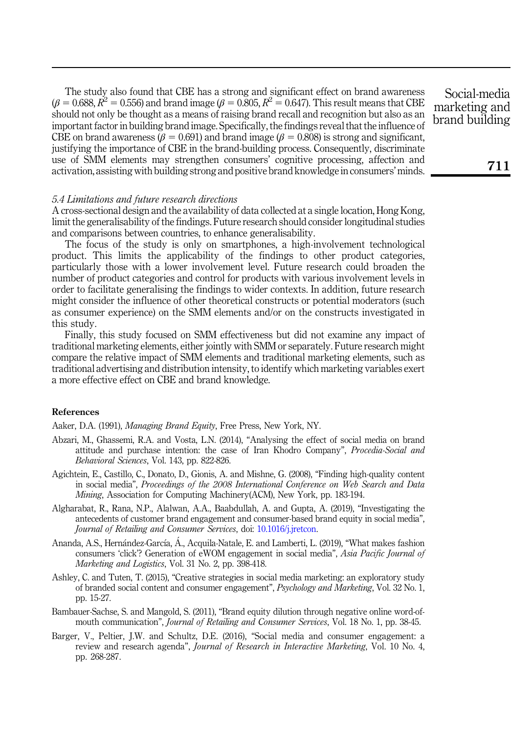The study also found that CBE has a strong and significant effect on brand awareness ($\beta = 0.688, R^2 = 0.556$) and brand image ($\beta = 0.805, R^2 = 0.647$). This result means that CBE should not only be thought as a means of raising brand recall and recognition but also as an important factor in building brand image. Specifically, the findings reveal that the influence of CBE on brand awareness ($\beta = 0.691$) and brand image ($\beta = 0.808$) is strong and significant, justifying the importance of CBE in the brand-building process. Consequently, discriminate use of SMM elements may strengthen consumers' cognitive processing, affection and activation, assisting with building strong and positive brand knowledge in consumers' minds.

### *5.4 Limitations and future research directions*

A cross-sectional design and the availability of data collected at a single location, Hong Kong, limit the generalisability of the findings. Future research should consider longitudinal studies and comparisons between countries, to enhance generalisability.

The focus of the study is only on smartphones, a high-involvement technological product. This limits the applicability of the findings to other product categories, particularly those with a lower involvement level. Future research could broaden the number of product categories and control for products with various involvement levels in order to facilitate generalising the findings to wider contexts. In addition, future research might consider the influence of other theoretical constructs or potential moderators (such as consumer experience) on the SMM elements and/or on the constructs investigated in this study.

Finally, this study focused on SMM effectiveness but did not examine any impact of traditional marketing elements, either jointly with SMM or separately. Future research might compare the relative impact of SMM elements and traditional marketing elements, such as traditional advertising and distribution intensity, to identify which marketing variables exert a more effective effect on CBE and brand knowledge.

## References

Aaker, D.A. (1991), *Managing Brand Equity*, Free Press, New York, NY.

Abzari, M., Ghassemi, R.A. and Vosta, L.N. (2014), "Analysing the effect of social media on brand attitude and purchase intention: the case of Iran Khodro Company", *Procedia-Social and Behavioral Sciences*, Vol. 143, pp. 822-826.

Agichtein, E., Castillo, C., Donato, D., Gionis, A. and Mishne, G. (2008), "Finding high-quality content in social media", *Proceedings of the 2008 International Conference on Web Search and Data Mining*, Association for Computing Machinery(ACM), New York, pp. 183-194.

Algharabat, R., Rana, N.P., Alalwan, A.A., Baabdullah, A. and Gupta, A. (2019), "Investigating the antecedents of customer brand engagement and consumer-based brand equity in social media", *Journal of Retailing and Consumer Services*, doi: 10.1016/j.jretcon.

Ananda, A.S., Hernández-García, Á., Acquila-Natale, E. and Lamberti, L. (2019), "What makes fashion consumers 'click'? Generation of eWOM engagement in social media", *Asia Pacific Journal of Marketing and Logistics*, Vol. 31 No. 2, pp. 398-418.

Ashley, C. and Tuten, T. (2015), "Creative strategies in social media marketing: an exploratory study of branded social content and consumer engagement", *Psychology and Marketing*, Vol. 32 No. 1, pp. 15-27.

Bambauer-Sachse, S. and Mangold, S. (2011), "Brand equity dilution through negative online word-of-mouth communication", *Journal of Retailing and Consumer Services*, Vol. 18 No. 1, pp. 38-45.

Barger, V., Peltier, J.W. and Schultz, D.E. (2016), "Social media and consumer engagement: a review and research agenda", *Journal of Research in Interactive Marketing*, Vol. 10 No. 4, pp. 268-287.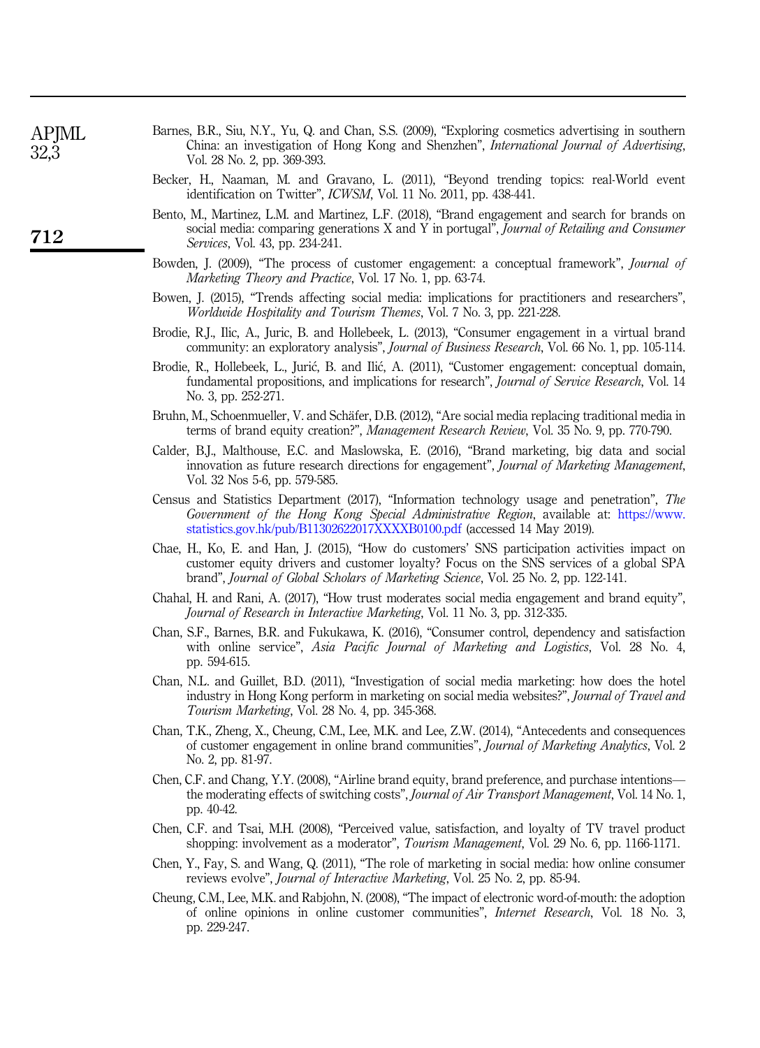Barnes, B.R., Siu, N.Y., Yu, Q. and Chan, S.S. (2009), "Exploring cosmetics advertising in southern China: an investigation of Hong Kong and Shenzhen", *International Journal of Advertising*, Vol. 28 No. 2, pp. 369-393.

Becker, H., Naaman, M. and Gravano, L. (2011), "Beyond trending topics: real-World event identification on Twitter", *ICWSM*, Vol. 11 No. 2011, pp. 438-441.

Bento, M., Martinez, L.M. and Martinez, L.F. (2018), "Brand engagement and search for brands on social media: comparing generations X and Y in portugal", *Journal of Retailing and Consumer Services*, Vol. 43, pp. 234-241.

Bowden, J. (2009), "The process of customer engagement: a conceptual framework", *Journal of Marketing Theory and Practice*, Vol. 17 No. 1, pp. 63-74.

Bowen, J. (2015), "Trends affecting social media: implications for practitioners and researchers", *Worldwide Hospitality and Tourism Themes*, Vol. 7 No. 3, pp. 221-228.

Brodie, R.J., Ilic, A., Juric, B. and Hollebeek, L. (2013), "Consumer engagement in a virtual brand community: an exploratory analysis", *Journal of Business Research*, Vol. 66 No. 1, pp. 105-114.

Brodie, R., Hollebeek, L., Jurić, B. and Ilić, A. (2011), "Customer engagement: conceptual domain, fundamental propositions, and implications for research", *Journal of Service Research*, Vol. 14 No. 3, pp. 252-271.

Bruhn, M., Schoenmueller, V. and Schäfer, D.B. (2012), "Are social media replacing traditional media in terms of brand equity creation?", *Management Research Review*, Vol. 35 No. 9, pp. 770-790.

Calder, B.J., Malthouse, E.C. and Maslowska, E. (2016), "Brand marketing, big data and social innovation as future research directions for engagement", *Journal of Marketing Management*, Vol. 32 Nos 5-6, pp. 579-585.

Census and Statistics Department (2017), "Information technology usage and penetration", *The Government of the Hong Kong Special Administrative Region*, available at: https://www.statistics.gov.hk/pub/B11302622017XXXXB0100.pdf (accessed 14 May 2019).

Chae, H., Ko, E. and Han, J. (2015), "How do customers' SNS participation activities impact on customer equity drivers and customer loyalty? Focus on the SNS services of a global SPA brand", *Journal of Global Scholars of Marketing Science*, Vol. 25 No. 2, pp. 122-141.

Chahal, H. and Rani, A. (2017), "How trust moderates social media engagement and brand equity", *Journal of Research in Interactive Marketing*, Vol. 11 No. 3, pp. 312-335.

Chan, S.F., Barnes, B.R. and Fukukawa, K. (2016), "Consumer control, dependency and satisfaction with online service", *Asia Pacific Journal of Marketing and Logistics*, Vol. 28 No. 4, pp. 594-615.

Chan, N.L. and Guillet, B.D. (2011), "Investigation of social media marketing: how does the hotel industry in Hong Kong perform in marketing on social media websites?", *Journal of Travel and Tourism Marketing*, Vol. 28 No. 4, pp. 345-368.

Chan, T.K., Zheng, X., Cheung, C.M., Lee, M.K. and Lee, Z.W. (2014), "Antecedents and consequences of customer engagement in online brand communities", *Journal of Marketing Analytics*, Vol. 2 No. 2, pp. 81-97.

Chen, C.F. and Chang, Y.Y. (2008), "Airline brand equity, brand preference, and purchase intentions—the moderating effects of switching costs", *Journal of Air Transport Management*, Vol. 14 No. 1, pp. 40-42.

Chen, C.F. and Tsai, M.H. (2008), "Perceived value, satisfaction, and loyalty of TV travel product shopping: involvement as a moderator", *Tourism Management*, Vol. 29 No. 6, pp. 1166-1171.

Chen, Y., Fay, S. and Wang, Q. (2011), "The role of marketing in social media: how online consumer reviews evolve", *Journal of Interactive Marketing*, Vol. 25 No. 2, pp. 85-94.

Cheung, C.M., Lee, M.K. and Rabjohn, N. (2008), "The impact of electronic word-of-mouth: the adoption of online opinions in online customer communities", *Internet Research*, Vol. 18 No. 3, pp. 229-247.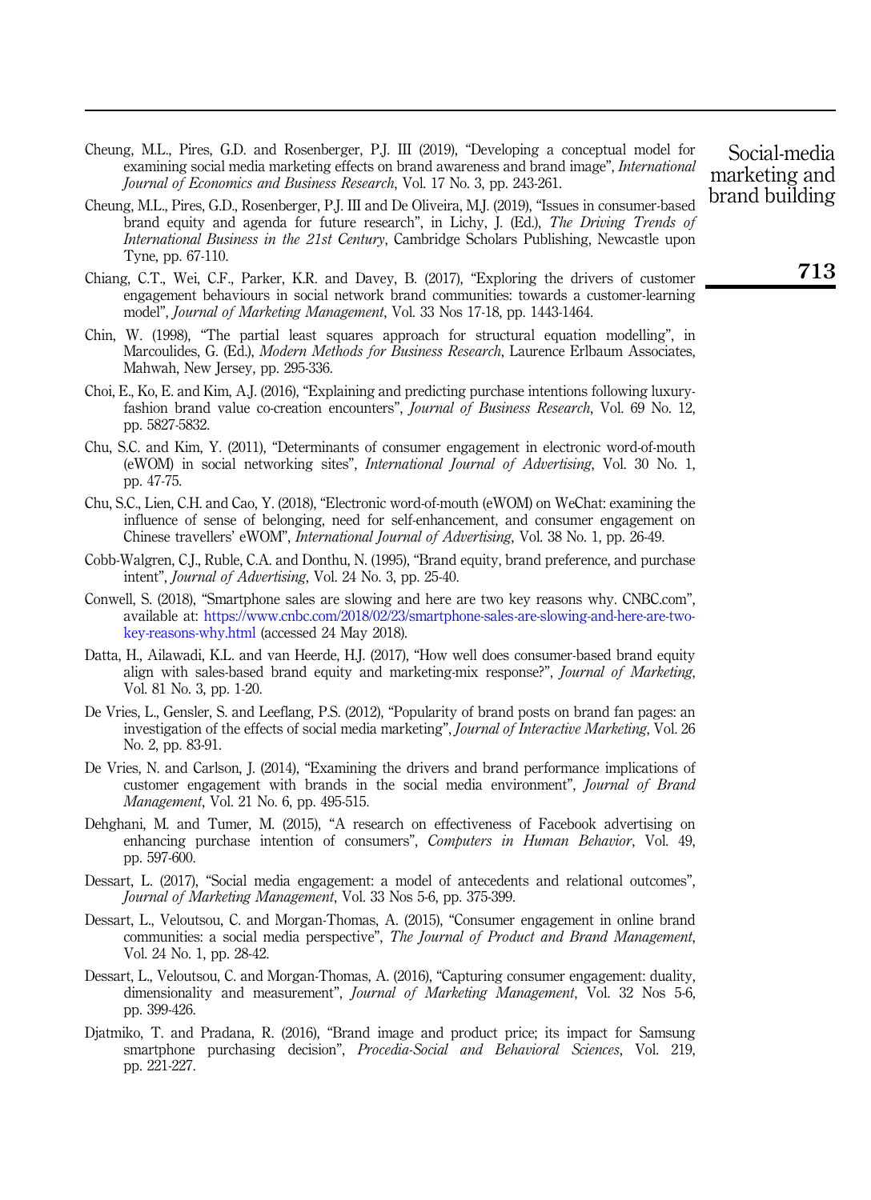Cheung, M.L., Pires, G.D. and Rosenberger, P.J. III (2019), "Developing a conceptual model for examining social media marketing effects on brand awareness and brand image", *International Journal of Economics and Business Research*, Vol. 17 No. 3, pp. 243-261.

Cheung, M.L., Pires, G.D., Rosenberger, P.J. III and De Oliveira, M.J. (2019), "Issues in consumer-based brand equity and agenda for future research", in Lichy, J. (Ed.), *The Driving Trends of International Business in the 21st Century*, Cambridge Scholars Publishing, Newcastle upon Tyne, pp. 67-110.

Chiang, C.T., Wei, C.F., Parker, K.R. and Davey, B. (2017), "Exploring the drivers of customer engagement behaviours in social network brand communities: towards a customer-learning model", *Journal of Marketing Management*, Vol. 33 Nos 17-18, pp. 1443-1464.

Chin, W. (1998), "The partial least squares approach for structural equation modelling", in Marcoulides, G. (Ed.), *Modern Methods for Business Research*, Laurence Erlbaum Associates, Mahwah, New Jersey, pp. 295-336.

Choi, E., Ko, E. and Kim, A.J. (2016), "Explaining and predicting purchase intentions following luxury-fashion brand value co-creation encounters", *Journal of Business Research*, Vol. 69 No. 12, pp. 5827-5832.

Chu, S.C. and Kim, Y. (2011), "Determinants of consumer engagement in electronic word-of-mouth (eWOM) in social networking sites", *International Journal of Advertising*, Vol. 30 No. 1, pp. 47-75.

Chu, S.C., Lien, C.H. and Cao, Y. (2018), "Electronic word-of-mouth (eWOM) on WeChat: examining the influence of sense of belonging, need for self-enhancement, and consumer engagement on Chinese travellers' eWOM", *International Journal of Advertising*, Vol. 38 No. 1, pp. 26-49.

Cobb-Walgren, C.J., Ruble, C.A. and Donthu, N. (1995), "Brand equity, brand preference, and purchase intent", *Journal of Advertising*, Vol. 24 No. 3, pp. 25-40.

Conwell, S. (2018), "Smartphone sales are slowing and here are two key reasons why. CNBC.com", available at: https://www.cnbc.com/2018/02/23/smartphone-sales-are-slowing-and-here-are-two-key-reasons-why.html (accessed 24 May 2018).

Datta, H., Ailawadi, K.L. and van Heerde, H.J. (2017), "How well does consumer-based brand equity align with sales-based brand equity and marketing-mix response?", *Journal of Marketing*, Vol. 81 No. 3, pp. 1-20.

De Vries, L., Gensler, S. and Leeflang, P.S. (2012), "Popularity of brand posts on brand fan pages: an investigation of the effects of social media marketing", *Journal of Interactive Marketing*, Vol. 26 No. 2, pp. 83-91.

De Vries, N. and Carlson, J. (2014), "Examining the drivers and brand performance implications of customer engagement with brands in the social media environment", *Journal of Brand Management*, Vol. 21 No. 6, pp. 495-515.

Dehghani, M. and Tumer, M. (2015), "A research on effectiveness of Facebook advertising on enhancing purchase intention of consumers", *Computers in Human Behavior*, Vol. 49, pp. 597-600.

Dessart, L. (2017), "Social media engagement: a model of antecedents and relational outcomes", *Journal of Marketing Management*, Vol. 33 Nos 5-6, pp. 375-399.

Dessart, L., Veloutsou, C. and Morgan-Thomas, A. (2015), "Consumer engagement in online brand communities: a social media perspective", *The Journal of Product and Brand Management*, Vol. 24 No. 1, pp. 28-42.

Dessart, L., Veloutsou, C. and Morgan-Thomas, A. (2016), "Capturing consumer engagement: duality, dimensionality and measurement", *Journal of Marketing Management*, Vol. 32 Nos 5-6, pp. 399-426.

Djatmiko, T. and Pradana, R. (2016), "Brand image and product price; its impact for Samsung smartphone purchasing decision", *Procedia-Social and Behavioral Sciences*, Vol. 219, pp. 221-227.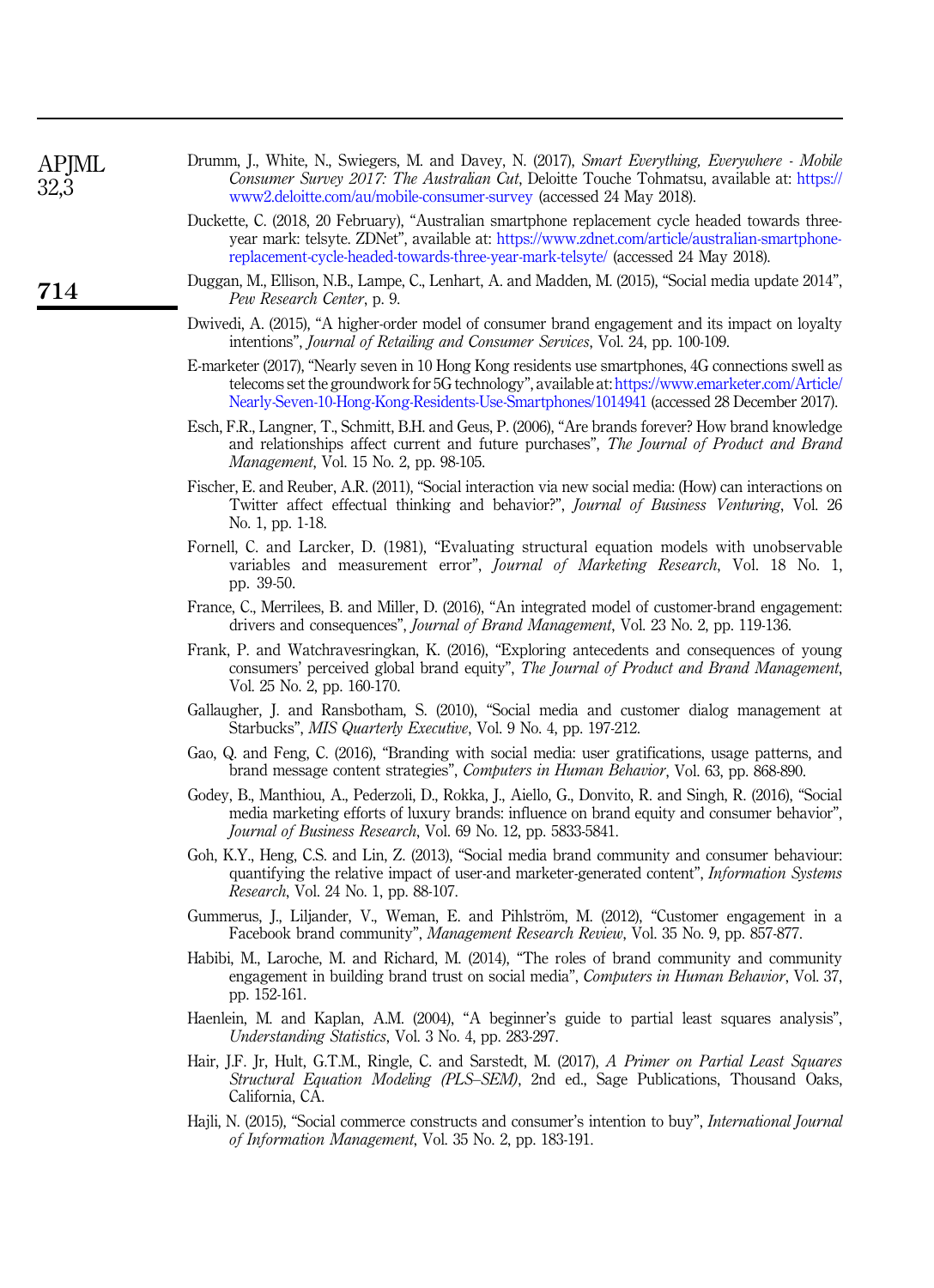Drumm, J., White, N., Swiegers, M. and Davey, N. (2017), *Smart Everything, Everywhere - Mobile Consumer Survey 2017: The Australian Cut*, Deloitte Touche Tohmatsu, available at: https://www2.deloitte.com/au/mobile-consumer-survey (accessed 24 May 2018).

Duckette, C. (2018, 20 February), "Australian smartphone replacement cycle headed towards three-year mark: telsyte. ZDNet", available at: https://www.zdnet.com/article/australian-smartphone-replacement-cycle-headed-towards-three-year-mark-telsyte/ (accessed 24 May 2018).

Duggan, M., Ellison, N.B., Lampe, C., Lenhart, A. and Madden, M. (2015), "Social media update 2014", *Pew Research Center*, p. 9.

Dwivedi, A. (2015), "A higher-order model of consumer brand engagement and its impact on loyalty intentions", *Journal of Retailing and Consumer Services*, Vol. 24, pp. 100-109.

E-marketer (2017), "Nearly seven in 10 Hong Kong residents use smartphones, 4G connections swell as telecoms set the groundwork for 5G technology", available at: https://www.emarketer.com/Article/Nearly-Seven-10-Hong-Kong-Residents-Use-Smartphones/1014941 (accessed 28 December 2017).

Esch, F.R., Langner, T., Schmitt, B.H. and Geus, P. (2006), "Are brands forever? How brand knowledge and relationships affect current and future purchases", *The Journal of Product and Brand Management*, Vol. 15 No. 2, pp. 98-105.

Fischer, E. and Reuber, A.R. (2011), "Social interaction via new social media: (How) can interactions on Twitter affect effectual thinking and behavior?", *Journal of Business Venturing*, Vol. 26 No. 1, pp. 1-18.

Fornell, C. and Larcker, D. (1981), "Evaluating structural equation models with unobservable variables and measurement error", *Journal of Marketing Research*, Vol. 18 No. 1, pp. 39-50.

France, C., Merrilees, B. and Miller, D. (2016), "An integrated model of customer-brand engagement: drivers and consequences", *Journal of Brand Management*, Vol. 23 No. 2, pp. 119-136.

Frank, P. and Watchravesringkan, K. (2016), "Exploring antecedents and consequences of young consumers' perceived global brand equity", *The Journal of Product and Brand Management*, Vol. 25 No. 2, pp. 160-170.

Gallaugher, J. and Ransbotham, S. (2010), "Social media and customer dialog management at Starbucks", *MIS Quarterly Executive*, Vol. 9 No. 4, pp. 197-212.

Gao, Q. and Feng, C. (2016), "Branding with social media: user gratifications, usage patterns, and brand message content strategies", *Computers in Human Behavior*, Vol. 63, pp. 868-890.

Godey, B., Manthiou, A., Pederzoli, D., Rokka, J., Aiello, G., Donvito, R. and Singh, R. (2016), "Social media marketing efforts of luxury brands: influence on brand equity and consumer behavior", *Journal of Business Research*, Vol. 69 No. 12, pp. 5833-5841.

Goh, K.Y., Heng, C.S. and Lin, Z. (2013), "Social media brand community and consumer behaviour: quantifying the relative impact of user-and marketer-generated content", *Information Systems Research*, Vol. 24 No. 1, pp. 88-107.

Gummerus, J., Liljander, V., Weman, E. and Pihlström, M. (2012), "Customer engagement in a Facebook brand community", *Management Research Review*, Vol. 35 No. 9, pp. 857-877.

Habibi, M., Laroche, M. and Richard, M. (2014), "The roles of brand community and community engagement in building brand trust on social media", *Computers in Human Behavior*, Vol. 37, pp. 152-161.

Haenlein, M. and Kaplan, A.M. (2004), "A beginner's guide to partial least squares analysis", *Understanding Statistics*, Vol. 3 No. 4, pp. 283-297.

Hair, J.F. Jr, Hult, G.T.M., Ringle, C. and Sarstedt, M. (2017), *A Primer on Partial Least Squares Structural Equation Modeling (PLS–SEM)*, 2nd ed., Sage Publications, Thousand Oaks, California, CA.

Hajli, N. (2015), "Social commerce constructs and consumer's intention to buy", *International Journal of Information Management*, Vol. 35 No. 2, pp. 183-191.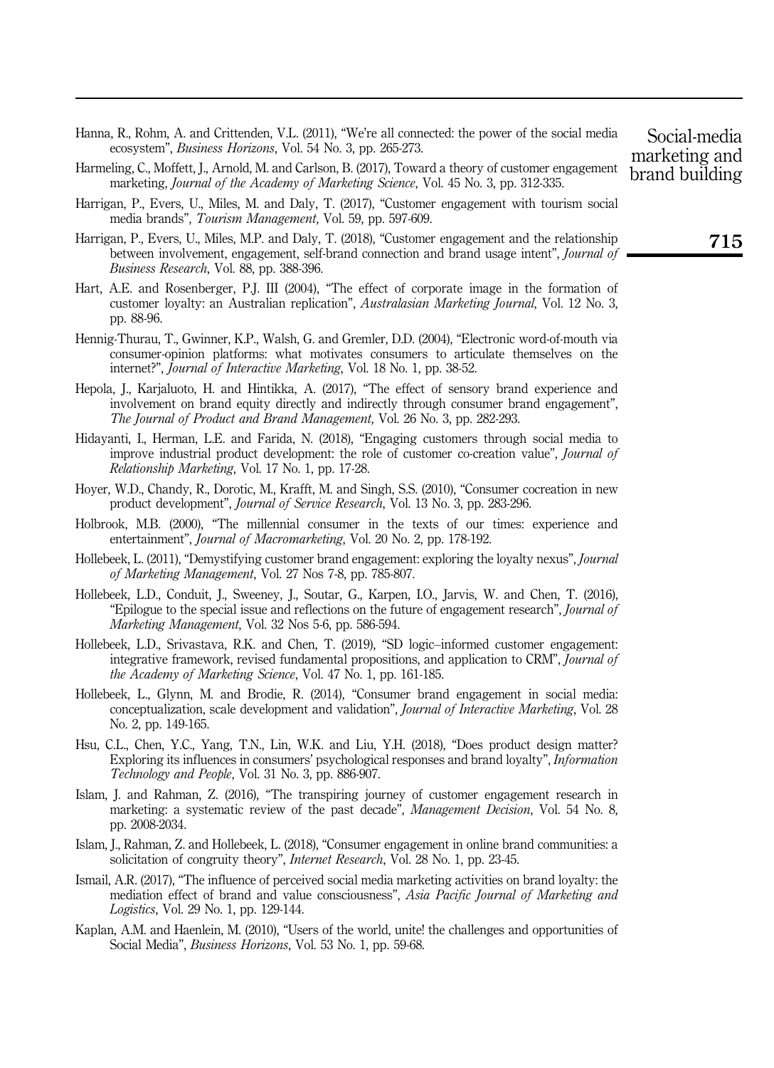Hanna, R., Rohm, A. and Crittenden, V.L. (2011), "We're all connected: the power of the social media ecosystem", *Business Horizons*, Vol. 54 No. 3, pp. 265-273.

Harmeling, C., Moffett, J., Arnold, M. and Carlson, B. (2017), Toward a theory of customer engagement marketing, *Journal of the Academy of Marketing Science*, Vol. 45 No. 3, pp. 312-335.

Harrigan, P., Evers, U., Miles, M. and Daly, T. (2017), "Customer engagement with tourism social media brands", *Tourism Management*, Vol. 59, pp. 597-609.

Harrigan, P., Evers, U., Miles, M.P. and Daly, T. (2018), "Customer engagement and the relationship between involvement, engagement, self-brand connection and brand usage intent", *Journal of Business Research*, Vol. 88, pp. 388-396.

Hart, A.E. and Rosenberger, P.J. III (2004), "The effect of corporate image in the formation of customer loyalty: an Australian replication", *Australasian Marketing Journal*, Vol. 12 No. 3, pp. 88-96.

Hennig-Thurau, T., Gwinner, K.P., Walsh, G. and Gremler, D.D. (2004), "Electronic word-of-mouth via consumer-opinion platforms: what motivates consumers to articulate themselves on the internet?", *Journal of Interactive Marketing*, Vol. 18 No. 1, pp. 38-52.

Hepola, J., Karjaluoto, H. and Hintikka, A. (2017), "The effect of sensory brand experience and involvement on brand equity directly and indirectly through consumer brand engagement", *The Journal of Product and Brand Management*, Vol. 26 No. 3, pp. 282-293.

Hidayanti, I., Herman, L.E. and Farida, N. (2018), "Engaging customers through social media to improve industrial product development: the role of customer co-creation value", *Journal of Relationship Marketing*, Vol. 17 No. 1, pp. 17-28.

Hoyer, W.D., Chandy, R., Dorotic, M., Krafft, M. and Singh, S.S. (2010), "Consumer cocreation in new product development", *Journal of Service Research*, Vol. 13 No. 3, pp. 283-296.

Holbrook, M.B. (2000), "The millennial consumer in the texts of our times: experience and entertainment", *Journal of Macromarketing*, Vol. 20 No. 2, pp. 178-192.

Hollebeek, L. (2011), "Demystifying customer brand engagement: exploring the loyalty nexus", *Journal of Marketing Management*, Vol. 27 Nos 7-8, pp. 785-807.

Hollebeek, L.D., Conduit, J., Sweeney, J., Soutar, G., Karpen, I.O., Jarvis, W. and Chen, T. (2016), "Epilogue to the special issue and reflections on the future of engagement research", *Journal of Marketing Management*, Vol. 32 Nos 5-6, pp. 586-594.

Hollebeek, L.D., Srivastava, R.K. and Chen, T. (2019), "SD logic–informed customer engagement: integrative framework, revised fundamental propositions, and application to CRM", *Journal of the Academy of Marketing Science*, Vol. 47 No. 1, pp. 161-185.

Hollebeek, L., Glynn, M. and Brodie, R. (2014), "Consumer brand engagement in social media: conceptualization, scale development and validation", *Journal of Interactive Marketing*, Vol. 28 No. 2, pp. 149-165.

Hsu, C.L., Chen, Y.C., Yang, T.N., Lin, W.K. and Liu, Y.H. (2018), "Does product design matter? Exploring its influences in consumers' psychological responses and brand loyalty", *Information Technology and People*, Vol. 31 No. 3, pp. 886-907.

Islam, J. and Rahman, Z. (2016), "The transpiring journey of customer engagement research in marketing: a systematic review of the past decade", *Management Decision*, Vol. 54 No. 8, pp. 2008-2034.

Islam, J., Rahman, Z. and Hollebeek, L. (2018), "Consumer engagement in online brand communities: a solicitation of congruity theory", *Internet Research*, Vol. 28 No. 1, pp. 23-45.

Ismail, A.R. (2017), "The influence of perceived social media marketing activities on brand loyalty: the mediation effect of brand and value consciousness", *Asia Pacific Journal of Marketing and Logistics*, Vol. 29 No. 1, pp. 129-144.

Kaplan, A.M. and Haenlein, M. (2010), "Users of the world, unite! the challenges and opportunities of Social Media", *Business Horizons*, Vol. 53 No. 1, pp. 59-68.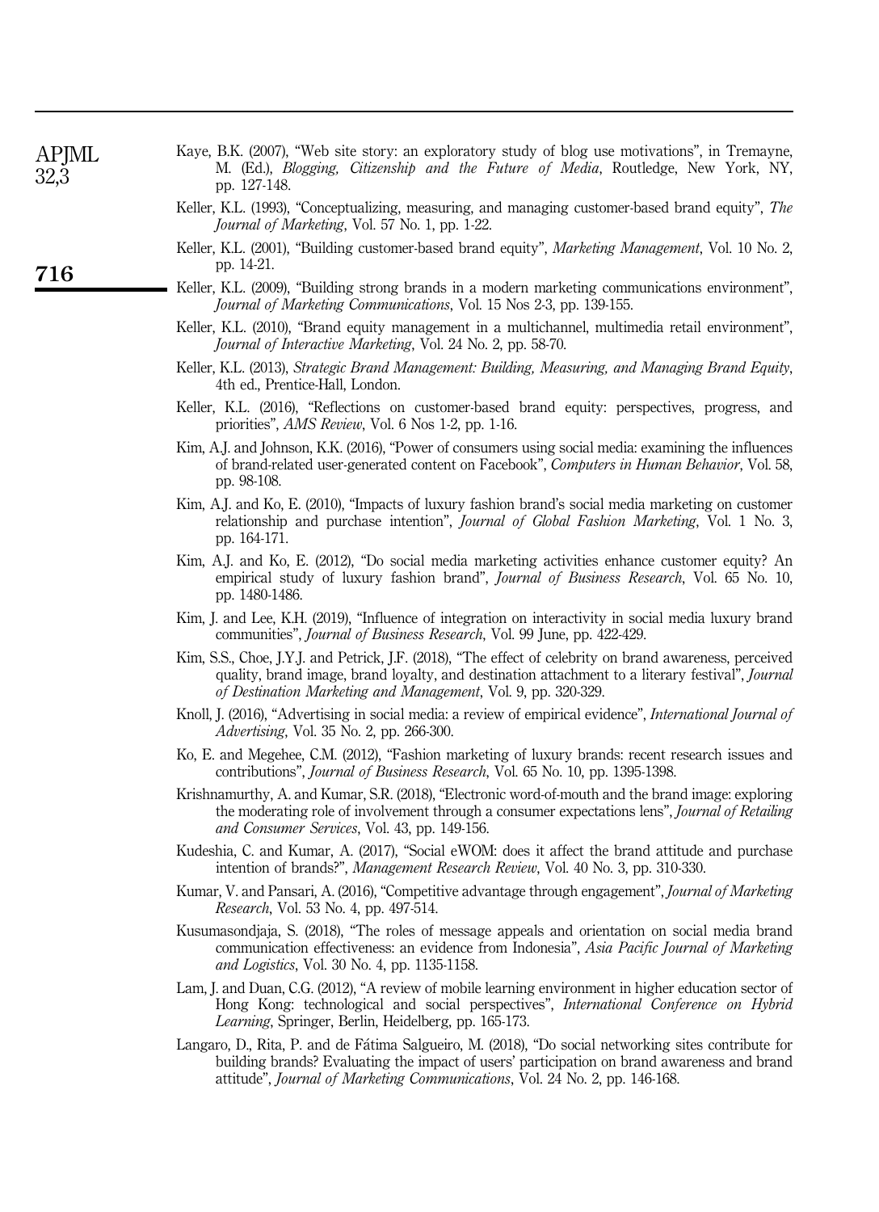Kaye, B.K. (2007), "Web site story: an exploratory study of blog use motivations", in Tremayne, M. (Ed.), *Blogging, Citizenship and the Future of Media*, Routledge, New York, NY, pp. 127-148.

Keller, K.L. (1993), "Conceptualizing, measuring, and managing customer-based brand equity", *The Journal of Marketing*, Vol. 57 No. 1, pp. 1-22.

Keller, K.L. (2001), "Building customer-based brand equity", *Marketing Management*, Vol. 10 No. 2, pp. 14-21.

Keller, K.L. (2009), "Building strong brands in a modern marketing communications environment", *Journal of Marketing Communications*, Vol. 15 Nos 2-3, pp. 139-155.

Keller, K.L. (2010), "Brand equity management in a multichannel, multimedia retail environment", *Journal of Interactive Marketing*, Vol. 24 No. 2, pp. 58-70.

Keller, K.L. (2013), *Strategic Brand Management: Building, Measuring, and Managing Brand Equity*, 4th ed., Prentice-Hall, London.

Keller, K.L. (2016), "Reflections on customer-based brand equity: perspectives, progress, and priorities", *AMS Review*, Vol. 6 Nos 1-2, pp. 1-16.

Kim, A.J. and Johnson, K.K. (2016), "Power of consumers using social media: examining the influences of brand-related user-generated content on Facebook", *Computers in Human Behavior*, Vol. 58, pp. 98-108.

Kim, A.J. and Ko, E. (2010), "Impacts of luxury fashion brand's social media marketing on customer relationship and purchase intention", *Journal of Global Fashion Marketing*, Vol. 1 No. 3, pp. 164-171.

Kim, A.J. and Ko, E. (2012), "Do social media marketing activities enhance customer equity? An empirical study of luxury fashion brand", *Journal of Business Research*, Vol. 65 No. 10, pp. 1480-1486.

Kim, J. and Lee, K.H. (2019), "Influence of integration on interactivity in social media luxury brand communities", *Journal of Business Research*, Vol. 99 June, pp. 422-429.

Kim, S.S., Choe, J.Y.J. and Petrick, J.F. (2018), "The effect of celebrity on brand awareness, perceived quality, brand image, brand loyalty, and destination attachment to a literary festival", *Journal of Destination Marketing and Management*, Vol. 9, pp. 320-329.

Knoll, J. (2016), "Advertising in social media: a review of empirical evidence", *International Journal of Advertising*, Vol. 35 No. 2, pp. 266-300.

Ko, E. and Megehee, C.M. (2012), "Fashion marketing of luxury brands: recent research issues and contributions", *Journal of Business Research*, Vol. 65 No. 10, pp. 1395-1398.

Krishnamurthy, A. and Kumar, S.R. (2018), "Electronic word-of-mouth and the brand image: exploring the moderating role of involvement through a consumer expectations lens", *Journal of Retailing and Consumer Services*, Vol. 43, pp. 149-156.

Kudeshia, C. and Kumar, A. (2017), "Social eWOM: does it affect the brand attitude and purchase intention of brands?", *Management Research Review*, Vol. 40 No. 3, pp. 310-330.

Kumar, V. and Pansari, A. (2016), "Competitive advantage through engagement", *Journal of Marketing Research*, Vol. 53 No. 4, pp. 497-514.

Kusumasondjaja, S. (2018), "The roles of message appeals and orientation on social media brand communication effectiveness: an evidence from Indonesia", *Asia Pacific Journal of Marketing and Logistics*, Vol. 30 No. 4, pp. 1135-1158.

Lam, J. and Duan, C.G. (2012), "A review of mobile learning environment in higher education sector of Hong Kong: technological and social perspectives", *International Conference on Hybrid Learning*, Springer, Berlin, Heidelberg, pp. 165-173.

Langaro, D., Rita, P. and de Fátima Salgueiro, M. (2018), "Do social networking sites contribute for building brands? Evaluating the impact of users' participation on brand awareness and brand attitude", *Journal of Marketing Communications*, Vol. 24 No. 2, pp. 146-168.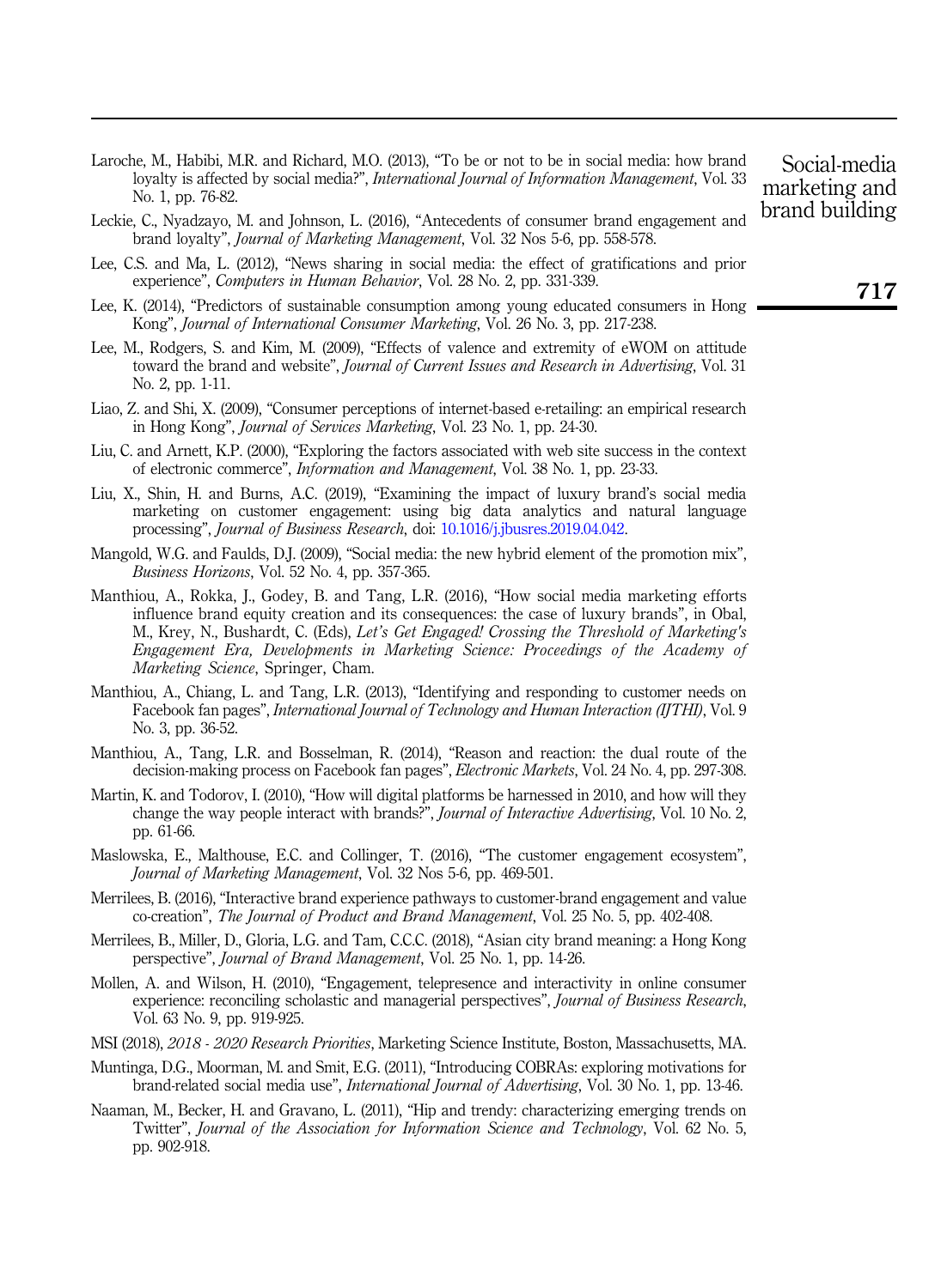Laroche, M., Habibi, M.R. and Richard, M.O. (2013), "To be or not to be in social media: how brand loyalty is affected by social media?", *International Journal of Information Management*, Vol. 33 No. 1, pp. 76-82.

Leckie, C., Nyadzayo, M. and Johnson, L. (2016), "Antecedents of consumer brand engagement and brand loyalty", *Journal of Marketing Management*, Vol. 32 Nos 5-6, pp. 558-578.

Lee, C.S. and Ma, L. (2012), "News sharing in social media: the effect of gratifications and prior experience", *Computers in Human Behavior*, Vol. 28 No. 2, pp. 331-339.

Lee, K. (2014), "Predictors of sustainable consumption among young educated consumers in Hong Kong", *Journal of International Consumer Marketing*, Vol. 26 No. 3, pp. 217-238.

Lee, M., Rodgers, S. and Kim, M. (2009), "Effects of valence and extremity of eWOM on attitude toward the brand and website", *Journal of Current Issues and Research in Advertising*, Vol. 31 No. 2, pp. 1-11.

Liao, Z. and Shi, X. (2009), "Consumer perceptions of internet-based e-retailing: an empirical research in Hong Kong", *Journal of Services Marketing*, Vol. 23 No. 1, pp. 24-30.

Liu, C. and Arnett, K.P. (2000), "Exploring the factors associated with web site success in the context of electronic commerce", *Information and Management*, Vol. 38 No. 1, pp. 23-33.

Liu, X., Shin, H. and Burns, A.C. (2019), "Examining the impact of luxury brand's social media marketing on customer engagement: using big data analytics and natural language processing", *Journal of Business Research*, doi: 10.1016/j.jbusres.2019.04.042.

Mangold, W.G. and Faulds, D.J. (2009), "Social media: the new hybrid element of the promotion mix", *Business Horizons*, Vol. 52 No. 4, pp. 357-365.

Manthiou, A., Rokka, J., Godey, B. and Tang, L.R. (2016), "How social media marketing efforts influence brand equity creation and its consequences: the case of luxury brands", in Obal, M., Krey, N., Bushardt, C. (Eds), *Let's Get Engaged! Crossing the Threshold of Marketing's Engagement Era, Developments in Marketing Science: Proceedings of the Academy of Marketing Science*, Springer, Cham.

Manthiou, A., Chiang, L. and Tang, L.R. (2013), "Identifying and responding to customer needs on Facebook fan pages", *International Journal of Technology and Human Interaction (IJTHI)*, Vol. 9 No. 3, pp. 36-52.

Manthiou, A., Tang, L.R. and Bosselman, R. (2014), "Reason and reaction: the dual route of the decision-making process on Facebook fan pages", *Electronic Markets*, Vol. 24 No. 4, pp. 297-308.

Martin, K. and Todorov, I. (2010), "How will digital platforms be harnessed in 2010, and how will they change the way people interact with brands?", *Journal of Interactive Advertising*, Vol. 10 No. 2, pp. 61-66.

Maslowska, E., Malthouse, E.C. and Collinger, T. (2016), "The customer engagement ecosystem", *Journal of Marketing Management*, Vol. 32 Nos 5-6, pp. 469-501.

Merrilees, B. (2016), "Interactive brand experience pathways to customer-brand engagement and value co-creation", *The Journal of Product and Brand Management*, Vol. 25 No. 5, pp. 402-408.

Merrilees, B., Miller, D., Gloria, L.G. and Tam, C.C.C. (2018), "Asian city brand meaning: a Hong Kong perspective", *Journal of Brand Management*, Vol. 25 No. 1, pp. 14-26.

Mollen, A. and Wilson, H. (2010), "Engagement, telepresence and interactivity in online consumer experience: reconciling scholastic and managerial perspectives", *Journal of Business Research*, Vol. 63 No. 9, pp. 919-925.

MSI (2018), *2018 - 2020 Research Priorities*, Marketing Science Institute, Boston, Massachusetts, MA.

Muntinga, D.G., Moorman, M. and Smit, E.G. (2011), "Introducing COBRAs: exploring motivations for brand-related social media use", *International Journal of Advertising*, Vol. 30 No. 1, pp. 13-46.

Naaman, M., Becker, H. and Gravano, L. (2011), "Hip and trendy: characterizing emerging trends on Twitter", *Journal of the Association for Information Science and Technology*, Vol. 62 No. 5, pp. 902-918.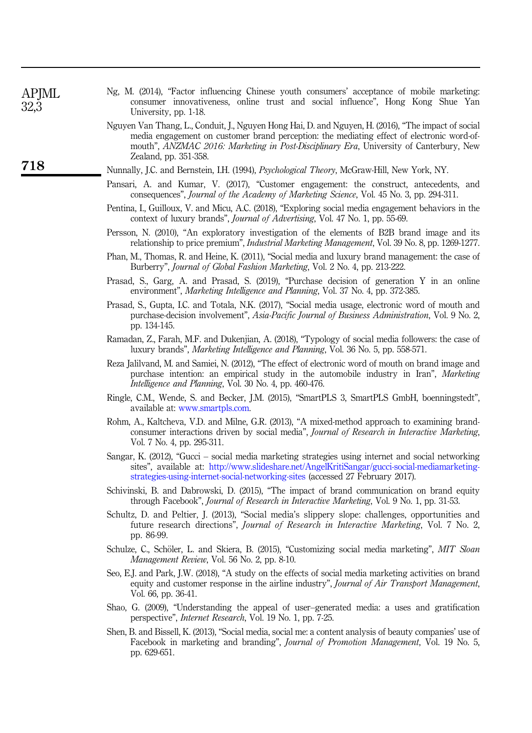Ng, M. (2014), "Factor influencing Chinese youth consumers' acceptance of mobile marketing: consumer innovativeness, online trust and social influence", Hong Kong Shue Yan University, pp. 1-18.

Nguyen Van Thang, L., Conduit, J., Nguyen Hong Hai, D. and Nguyen, H. (2016), "The impact of social media engagement on customer brand perception: the mediating effect of electronic word-of-mouth", *ANZMAC 2016: Marketing in Post-Disciplinary Era*, University of Canterbury, New Zealand, pp. 351-358.

Nunnally, J.C. and Bernstein, I.H. (1994), *Psychological Theory*, McGraw-Hill, New York, NY.

Pansari, A. and Kumar, V. (2017), "Customer engagement: the construct, antecedents, and consequences", *Journal of the Academy of Marketing Science*, Vol. 45 No. 3, pp. 294-311.

Pentina, I., Guilloux, V. and Micu, A.C. (2018), "Exploring social media engagement behaviors in the context of luxury brands", *Journal of Advertising*, Vol. 47 No. 1, pp. 55-69.

Persson, N. (2010), "An exploratory investigation of the elements of B2B brand image and its relationship to price premium", *Industrial Marketing Management*, Vol. 39 No. 8, pp. 1269-1277.

Phan, M., Thomas, R. and Heine, K. (2011), "Social media and luxury brand management: the case of Burberry", *Journal of Global Fashion Marketing*, Vol. 2 No. 4, pp. 213-222.

Prasad, S., Garg, A. and Prasad, S. (2019), "Purchase decision of generation Y in an online environment", *Marketing Intelligence and Planning*, Vol. 37 No. 4, pp. 372-385.

Prasad, S., Gupta, I.C. and Totala, N.K. (2017), "Social media usage, electronic word of mouth and purchase-decision involvement", *Asia-Pacific Journal of Business Administration*, Vol. 9 No. 2, pp. 134-145.

Ramadan, Z., Farah, M.F. and Dukenjian, A. (2018), "Typology of social media followers: the case of luxury brands", *Marketing Intelligence and Planning*, Vol. 36 No. 5, pp. 558-571.

Reza Jalilvand, M. and Samiei, N. (2012), "The effect of electronic word of mouth on brand image and purchase intention: an empirical study in the automobile industry in Iran", *Marketing Intelligence and Planning*, Vol. 30 No. 4, pp. 460-476.

Ringle, C.M., Wende, S. and Becker, J.M. (2015), "SmartPLS 3, SmartPLS GmbH, boenningstedt", available at: www.smartpls.com.

Rohm, A., Kaltcheva, V.D. and Milne, G.R. (2013), "A mixed-method approach to examining brand-consumer interactions driven by social media", *Journal of Research in Interactive Marketing*, Vol. 7 No. 4, pp. 295-311.

Sangar, K. (2012), "Gucci – social media marketing strategies using internet and social networking sites", available at: http://www.slideshare.net/AngelKritiSangar/gucci-social-mediamarketing-strategies-using-internet-social-networking-sites (accessed 27 February 2017).

Schivinski, B. and Dabrowski, D. (2015), "The impact of brand communication on brand equity through Facebook", *Journal of Research in Interactive Marketing*, Vol. 9 No. 1, pp. 31-53.

Schultz, D. and Peltier, J. (2013), "Social media's slippery slope: challenges, opportunities and future research directions", *Journal of Research in Interactive Marketing*, Vol. 7 No. 2, pp. 86-99.

Schulze, C., Schöler, L. and Skiera, B. (2015), "Customizing social media marketing", *MIT Sloan Management Review*, Vol. 56 No. 2, pp. 8-10.

Seo, E.J. and Park, J.W. (2018), "A study on the effects of social media marketing activities on brand equity and customer response in the airline industry", *Journal of Air Transport Management*, Vol. 66, pp. 36-41.

Shao, G. (2009), "Understanding the appeal of user–generated media: a uses and gratification perspective", *Internet Research*, Vol. 19 No. 1, pp. 7-25.

Shen, B. and Bissell, K. (2013), "Social media, social me: a content analysis of beauty companies' use of Facebook in marketing and branding", *Journal of Promotion Management*, Vol. 19 No. 5, pp. 629-651.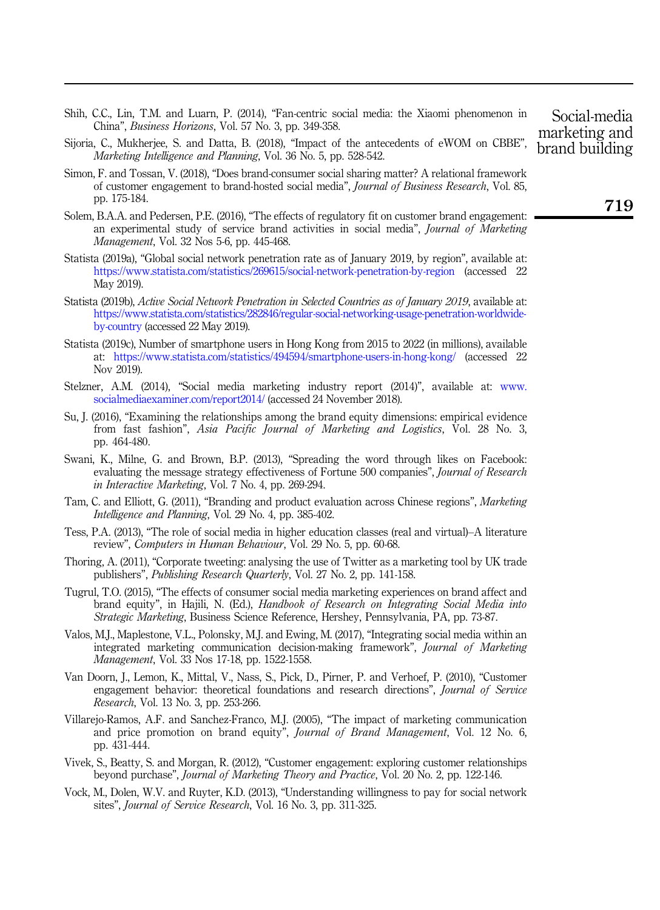Shih, C.C., Lin, T.M. and Luarn, P. (2014), "Fan-centric social media: the Xiaomi phenomenon in China", *Business Horizons*, Vol. 57 No. 3, pp. 349-358.

Sijoria, C., Mukherjee, S. and Datta, B. (2018), "Impact of the antecedents of eWOM on CBBE", *Marketing Intelligence and Planning*, Vol. 36 No. 5, pp. 528-542.

Simon, F. and Tossan, V. (2018), "Does brand-consumer social sharing matter? A relational framework of customer engagement to brand-hosted social media", *Journal of Business Research*, Vol. 85, pp. 175-184.

Solem, B.A.A. and Pedersen, P.E. (2016), "The effects of regulatory fit on customer brand engagement: an experimental study of service brand activities in social media", *Journal of Marketing Management*, Vol. 32 Nos 5-6, pp. 445-468.

Statista (2019a), "Global social network penetration rate as of January 2019, by region", available at: https://www.statista.com/statistics/269615/social-network-penetration-by-region (accessed 22 May 2019).

Statista (2019b), *Active Social Network Penetration in Selected Countries as of January 2019*, available at: https://www.statista.com/statistics/282846/regular-social-networking-usage-penetration-worldwide-by-country (accessed 22 May 2019).

Statista (2019c), Number of smartphone users in Hong Kong from 2015 to 2022 (in millions), available at: https://www.statista.com/statistics/494594/smartphone-users-in-hong-kong/ (accessed 22 Nov 2019).

Stelzner, A.M. (2014), "Social media marketing industry report (2014)", available at: www.socialmediaexaminer.com/report2014/ (accessed 24 November 2018).

Su, J. (2016), "Examining the relationships among the brand equity dimensions: empirical evidence from fast fashion", *Asia Pacific Journal of Marketing and Logistics*, Vol. 28 No. 3, pp. 464-480.

Swani, K., Milne, G. and Brown, B.P. (2013), "Spreading the word through likes on Facebook: evaluating the message strategy effectiveness of Fortune 500 companies", *Journal of Research in Interactive Marketing*, Vol. 7 No. 4, pp. 269-294.

Tam, C. and Elliott, G. (2011), "Branding and product evaluation across Chinese regions", *Marketing Intelligence and Planning*, Vol. 29 No. 4, pp. 385-402.

Tess, P.A. (2013), "The role of social media in higher education classes (real and virtual)–A literature review", *Computers in Human Behaviour*, Vol. 29 No. 5, pp. 60-68.

Thoring, A. (2011), "Corporate tweeting: analysing the use of Twitter as a marketing tool by UK trade publishers", *Publishing Research Quarterly*, Vol. 27 No. 2, pp. 141-158.

Tugrul, T.O. (2015), "The effects of consumer social media marketing experiences on brand affect and brand equity", in Hajili, N. (Ed.), *Handbook of Research on Integrating Social Media into Strategic Marketing*, Business Science Reference, Hershey, Pennsylvania, PA, pp. 73-87.

Valos, M.J., Maplestone, V.L., Polonsky, M.J. and Ewing, M. (2017), "Integrating social media within an integrated marketing communication decision-making framework", *Journal of Marketing Management*, Vol. 33 Nos 17-18, pp. 1522-1558.

Van Doorn, J., Lemon, K., Mittal, V., Nass, S., Pick, D., Pirner, P. and Verhoef, P. (2010), "Customer engagement behavior: theoretical foundations and research directions", *Journal of Service Research*, Vol. 13 No. 3, pp. 253-266.

Villarejo-Ramos, A.F. and Sanchez-Franco, M.J. (2005), "The impact of marketing communication and price promotion on brand equity", *Journal of Brand Management*, Vol. 12 No. 6, pp. 431-444.

Vivek, S., Beatty, S. and Morgan, R. (2012), "Customer engagement: exploring customer relationships beyond purchase", *Journal of Marketing Theory and Practice*, Vol. 20 No. 2, pp. 122-146.

Vock, M., Dolen, W.V. and Ruyter, K.D. (2013), "Understanding willingness to pay for social network sites", *Journal of Service Research*, Vol. 16 No. 3, pp. 311-325.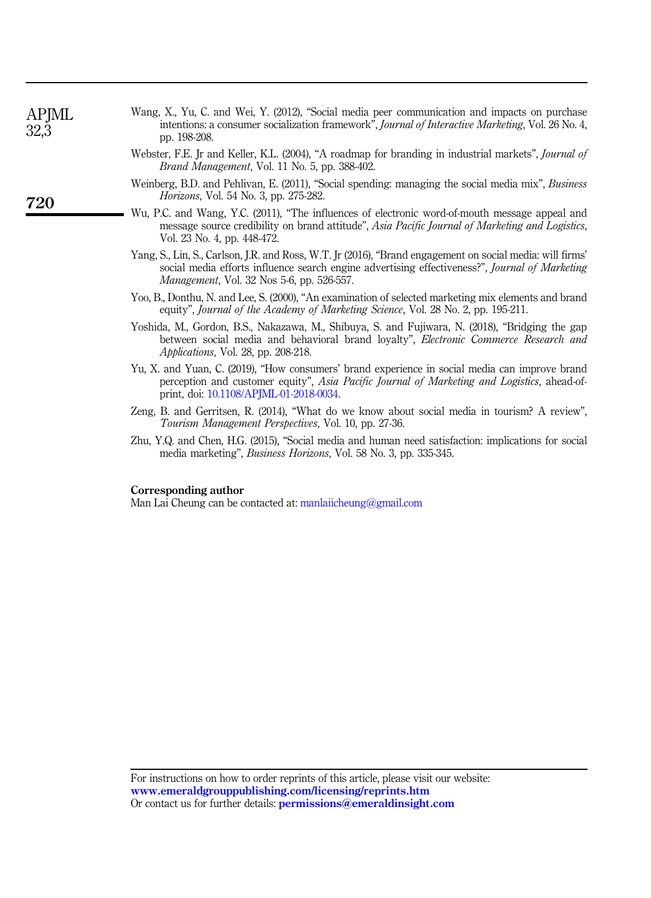Wang, X., Yu, C. and Wei, Y. (2012), "Social media peer communication and impacts on purchase intentions: a consumer socialization framework", *Journal of Interactive Marketing*, Vol. 26 No. 4, pp. 198-208.

Webster, F.E. Jr and Keller, K.L. (2004), "A roadmap for branding in industrial markets", *Journal of Brand Management*, Vol. 11 No. 5, pp. 388-402.

Weinberg, B.D. and Pehlivan, E. (2011), "Social spending: managing the social media mix", *Business Horizons*, Vol. 54 No. 3, pp. 275-282.

Wu, P.C. and Wang, Y.C. (2011), "The influences of electronic word-of-mouth message appeal and message source credibility on brand attitude", *Asia Pacific Journal of Marketing and Logistics*, Vol. 23 No. 4, pp. 448-472.

Yang, S., Lin, S., Carlson, J.R. and Ross, W.T. Jr (2016), "Brand engagement on social media: will firms' social media efforts influence search engine advertising effectiveness?", *Journal of Marketing Management*, Vol. 32 Nos 5-6, pp. 526-557.

Yoo, B., Donthu, N. and Lee, S. (2000), "An examination of selected marketing mix elements and brand equity", *Journal of the Academy of Marketing Science*, Vol. 28 No. 2, pp. 195-211.

Yoshida, M., Gordon, B.S., Nakazawa, M., Shibuya, S. and Fujiwara, N. (2018), "Bridging the gap between social media and behavioral brand loyalty", *Electronic Commerce Research and Applications*, Vol. 28, pp. 208-218.

Yu, X. and Yuan, C. (2019), "How consumers' brand experience in social media can improve brand perception and customer equity", *Asia Pacific Journal of Marketing and Logistics*, ahead-of-print, doi: 10.1108/APJML-01-2018-0034.

Zeng, B. and Gerritsen, R. (2014), "What do we know about social media in tourism? A review", *Tourism Management Perspectives*, Vol. 10, pp. 27-36.

Zhu, Y.Q. and Chen, H.G. (2015), "Social media and human need satisfaction: implications for social media marketing", *Business Horizons*, Vol. 58 No. 3, pp. 335-345.

**Corresponding author**

Man Lai Cheung can be contacted at: manlaiicheung@gmail.com

For instructions on how to order reprints of this article, please visit our website:
**www.emeraldgrouppublishing.com/licensing/reprints.htm**
Or contact us for further details: **permissions@emeraldinsight.com**